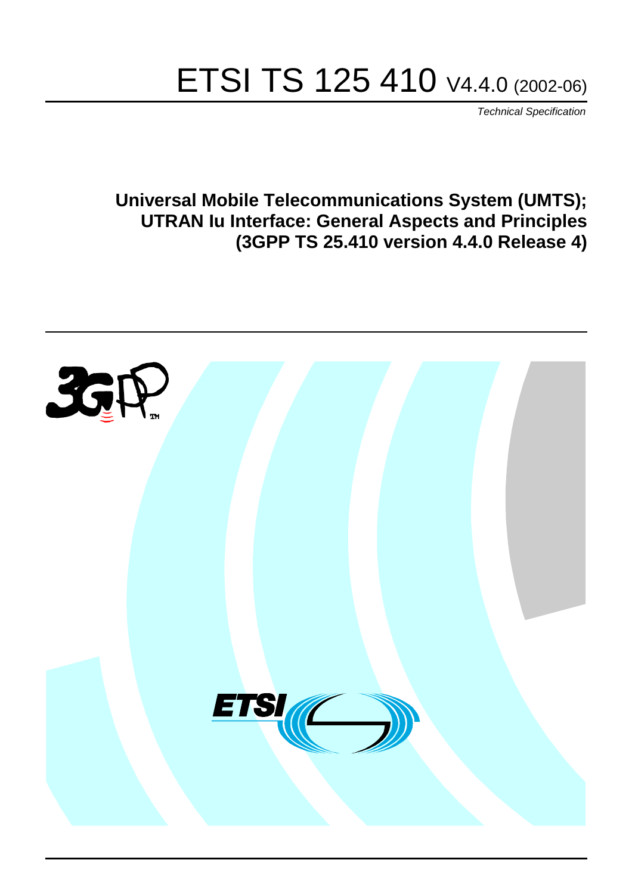# ETSI TS 125 410 V4.4.0 (2002-06)

*Technical Specification*

**Universal Mobile Telecommunications System (UMTS); UTRAN Iu Interface: General Aspects and Principles (3GPP TS 25.410 version 4.4.0 Release 4)**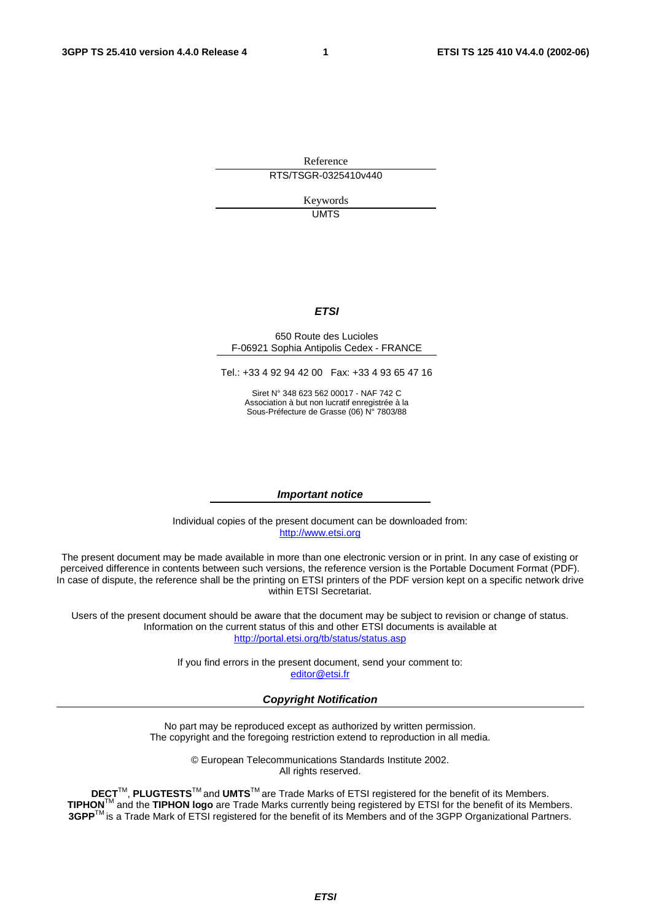Reference

RTS/TSGR-0325410v440

Keywords

UMTS

***ETSI***

650 Route des Lucioles
F-06921 Sophia Antipolis Cedex - FRANCE

Tel.: +33 4 92 94 42 00   Fax: +33 4 93 65 47 16

Siret N° 348 623 562 00017 - NAF 742 C
Association à but non lucratif enregistrée à la
Sous-Préfecture de Grasse (06) N° 7803/88

***Important notice***

Individual copies of the present document can be downloaded from:
http://www.etsi.org

The present document may be made available in more than one electronic version or in print. In any case of existing or perceived difference in contents between such versions, the reference version is the Portable Document Format (PDF). In case of dispute, the reference shall be the printing on ETSI printers of the PDF version kept on a specific network drive within ETSI Secretariat.

Users of the present document should be aware that the document may be subject to revision or change of status. Information on the current status of this and other ETSI documents is available at
http://portal.etsi.org/tb/status/status.asp

If you find errors in the present document, send your comment to:
editor@etsi.fr

***Copyright Notification***

No part may be reproduced except as authorized by written permission.
The copyright and the foregoing restriction extend to reproduction in all media.

© European Telecommunications Standards Institute 2002.
All rights reserved.

**DECT**™, **PLUGTESTS**™ and **UMTS**™ are Trade Marks of ETSI registered for the benefit of its Members.
**TIPHON**™ and the **TIPHON logo** are Trade Marks currently being registered by ETSI for the benefit of its Members.
**3GPP**™ is a Trade Mark of ETSI registered for the benefit of its Members and of the 3GPP Organizational Partners.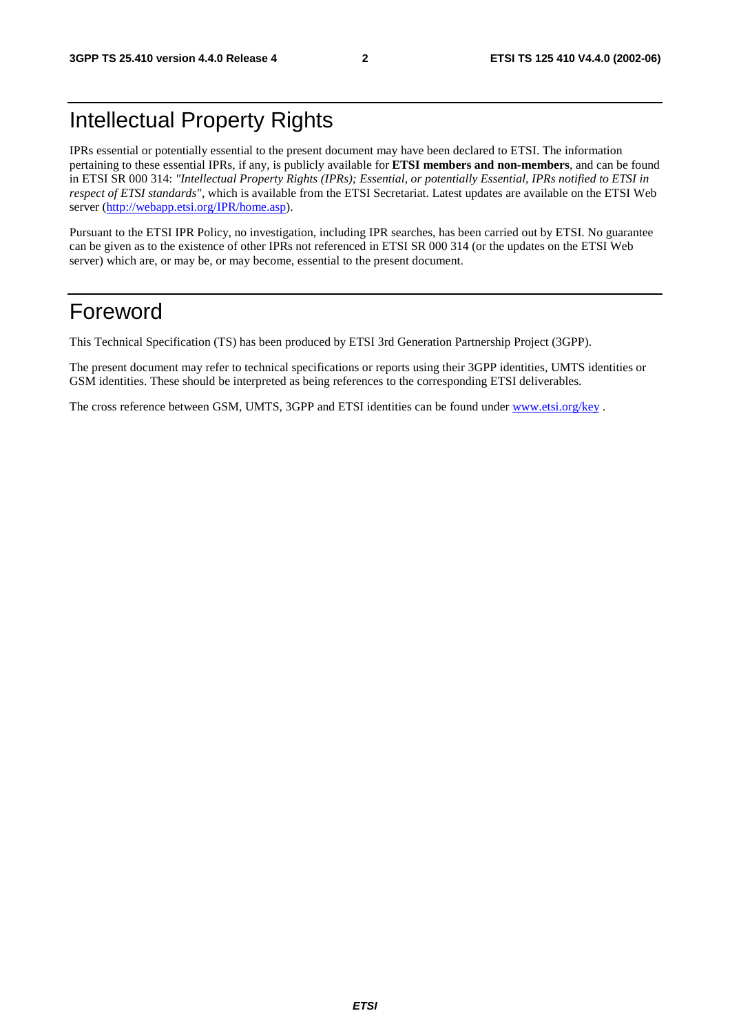# Intellectual Property Rights

IPRs essential or potentially essential to the present document may have been declared to ETSI. The information pertaining to these essential IPRs, if any, is publicly available for **ETSI members and non-members**, and can be found in ETSI SR 000 314: *"Intellectual Property Rights (IPRs); Essential, or potentially Essential, IPRs notified to ETSI in respect of ETSI standards"*, which is available from the ETSI Secretariat. Latest updates are available on the ETSI Web server (http://webapp.etsi.org/IPR/home.asp).

Pursuant to the ETSI IPR Policy, no investigation, including IPR searches, has been carried out by ETSI. No guarantee can be given as to the existence of other IPRs not referenced in ETSI SR 000 314 (or the updates on the ETSI Web server) which are, or may be, or may become, essential to the present document.

# Foreword

This Technical Specification (TS) has been produced by ETSI 3rd Generation Partnership Project (3GPP).

The present document may refer to technical specifications or reports using their 3GPP identities, UMTS identities or GSM identities. These should be interpreted as being references to the corresponding ETSI deliverables.

The cross reference between GSM, UMTS, 3GPP and ETSI identities can be found under www.etsi.org/key .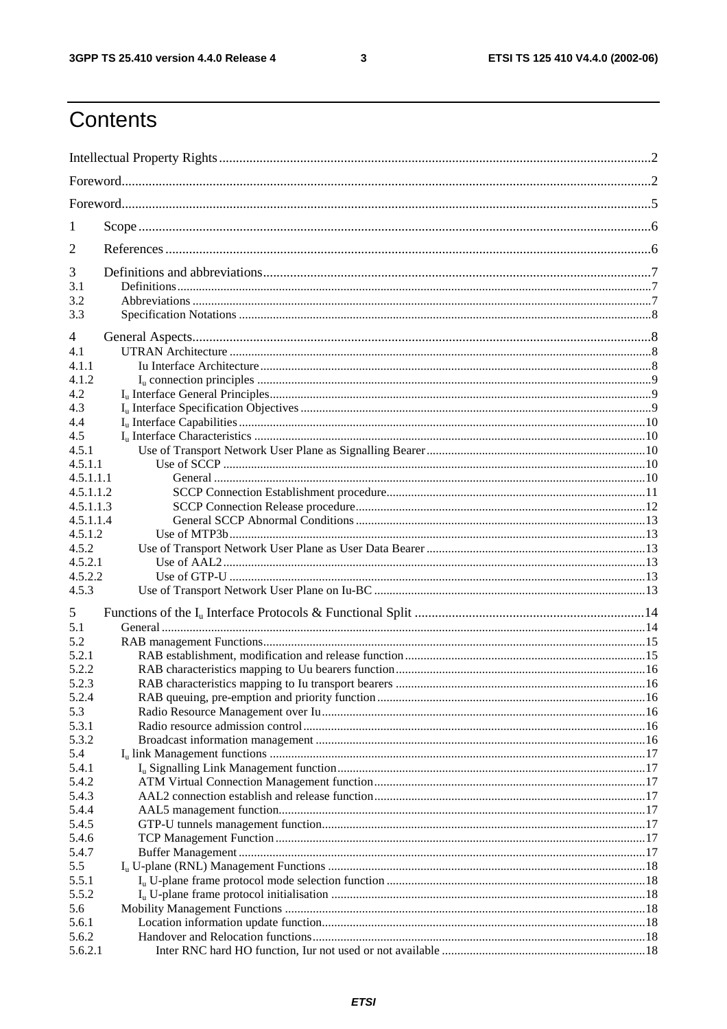# Contents

Intellectual Property Rights ..... 2

Foreword ..... 2

Foreword ..... 5

1 Scope ..... 6

2 References ..... 6

3 Definitions and abbreviations ..... 7
3.1 Definitions ..... 7
3.2 Abbreviations ..... 7
3.3 Specification Notations ..... 8

4 General Aspects ..... 8
4.1 UTRAN Architecture ..... 8
4.1.1 Iu Interface Architecture ..... 8
4.1.2 $I_u$ connection principles ..... 9
4.2 $I_u$ Interface General Principles ..... 9
4.3 $I_u$ Interface Specification Objectives ..... 9
4.4 $I_u$ Interface Capabilities ..... 10
4.5 $I_u$ Interface Characteristics ..... 10
4.5.1 Use of Transport Network User Plane as Signalling Bearer ..... 10
4.5.1.1 Use of SCCP ..... 10
4.5.1.1.1 General ..... 10
4.5.1.1.2 SCCP Connection Establishment procedure ..... 11
4.5.1.1.3 SCCP Connection Release procedure ..... 12
4.5.1.1.4 General SCCP Abnormal Conditions ..... 13
4.5.1.2 Use of MTP3b ..... 13
4.5.2 Use of Transport Network User Plane as User Data Bearer ..... 13
4.5.2.1 Use of AAL2 ..... 13
4.5.2.2 Use of GTP-U ..... 13
4.5.3 Use of Transport Network User Plane on Iu-BC ..... 13

5 Functions of the $I_u$ Interface Protocols & Functional Split ..... 14
5.1 General ..... 14
5.2 RAB management Functions ..... 15
5.2.1 RAB establishment, modification and release function ..... 15
5.2.2 RAB characteristics mapping to Uu bearers function ..... 16
5.2.3 RAB characteristics mapping to Iu transport bearers ..... 16
5.2.4 RAB queuing, pre-emption and priority function ..... 16
5.3 Radio Resource Management over Iu ..... 16
5.3.1 Radio resource admission control ..... 16
5.3.2 Broadcast information management ..... 16
5.4 $I_u$ link Management functions ..... 17
5.4.1 $I_u$ Signalling Link Management function ..... 17
5.4.2 ATM Virtual Connection Management function ..... 17
5.4.3 AAL2 connection establish and release function ..... 17
5.4.4 AAL5 management function ..... 17
5.4.5 GTP-U tunnels management function ..... 17
5.4.6 TCP Management Function ..... 17
5.4.7 Buffer Management ..... 17
5.5 $I_u$ U-plane (RNL) Management Functions ..... 18
5.5.1 $I_u$ U-plane frame protocol mode selection function ..... 18
5.5.2 $I_u$ U-plane frame protocol initialisation ..... 18
5.6 Mobility Management Functions ..... 18
5.6.1 Location information update function ..... 18
5.6.2 Handover and Relocation functions ..... 18
5.6.2.1 Inter RNC hard HO function, Iur not used or not available ..... 18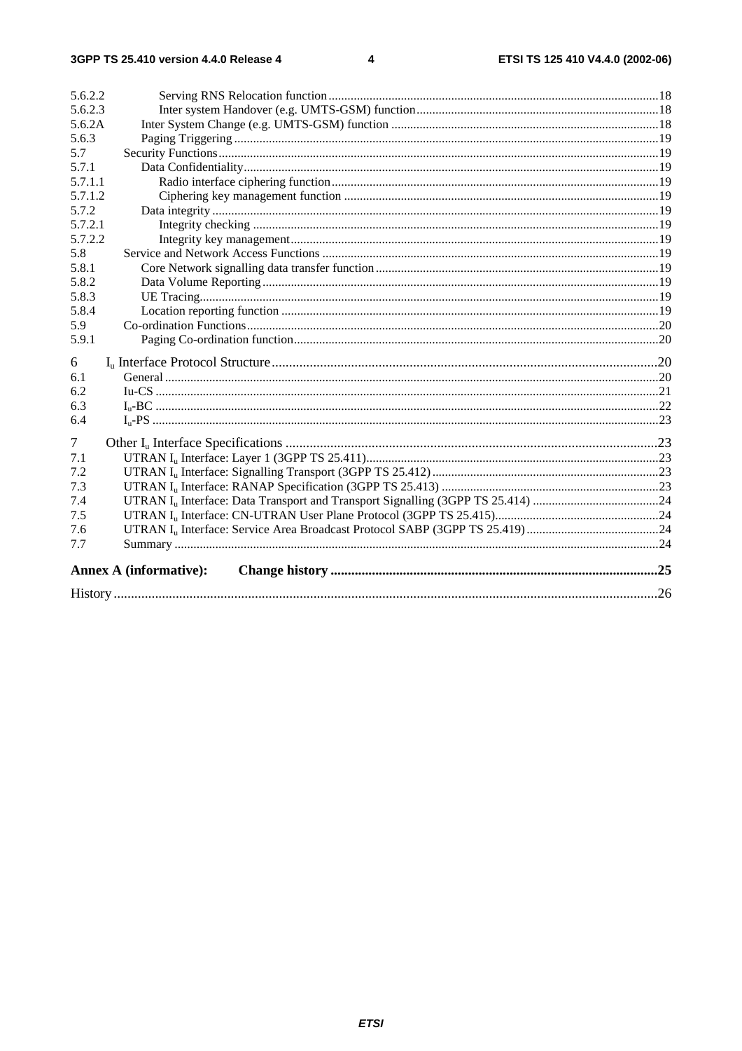5.6.2.2 Serving RNS Relocation function........................................................................................................18
5.6.2.3 Inter system Handover (e.g. UMTS-GSM) function............................................................................18
5.6.2A Inter System Change (e.g. UMTS-GSM) function ....................................................................................18
5.6.3 Paging Triggering ......................................................................................................................................19
5.7 Security Functions.........................................................................................................................................19
5.7.1 Data Confidentiality...................................................................................................................................19
5.7.1.1 Radio interface ciphering function.......................................................................................................19
5.7.1.2 Ciphering key management function ...................................................................................................19
5.7.2 Data integrity .............................................................................................................................................19
5.7.2.1 Integrity checking ................................................................................................................................19
5.7.2.2 Integrity key management....................................................................................................................19
5.8 Service and Network Access Functions ..........................................................................................................19
5.8.1 Core Network signalling data transfer function.........................................................................................19
5.8.2 Data Volume Reporting.............................................................................................................................19
5.8.3 UE Tracing.................................................................................................................................................19
5.8.4 Location reporting function .......................................................................................................................19
5.9 Co-ordination Functions.................................................................................................................................20
5.9.1 Paging Co-ordination function...................................................................................................................20

6 $I_u$ Interface Protocol Structure...............................................................................................................20
6.1 General ............................................................................................................................................................20
6.2 Iu-CS ...............................................................................................................................................................21
6.3 $I_u$-BC ..............................................................................................................................................................22
6.4 $I_u$-PS ...............................................................................................................................................................23

7 Other $I_u$ Interface Specifications ...........................................................................................................23
7.1 UTRAN $I_u$ Interface: Layer 1 (3GPP TS 25.411)............................................................................................23
7.2 UTRAN $I_u$ Interface: Signalling Transport (3GPP TS 25.412).......................................................................23
7.3 UTRAN $I_u$ Interface: RANAP Specification (3GPP TS 25.413) .....................................................................23
7.4 UTRAN $I_u$ Interface: Data Transport and Transport Signalling (3GPP TS 25.414) ........................................24
7.5 UTRAN $I_u$ Interface: CN-UTRAN User Plane Protocol (3GPP TS 25.415)....................................................24
7.6 UTRAN $I_u$ Interface: Service Area Broadcast Protocol SABP (3GPP TS 25.419)..........................................24
7.7 Summary .........................................................................................................................................................24

**Annex A (informative): Change history ..............................................................................................25**

History ............................................................................................................................................................26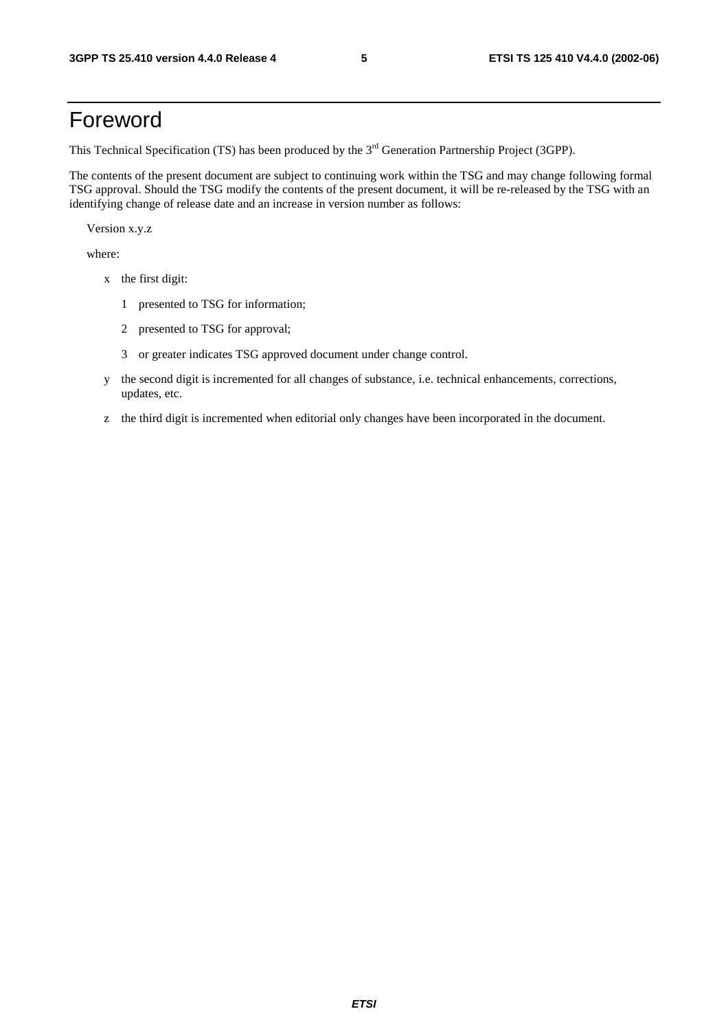# Foreword

This Technical Specification (TS) has been produced by the 3rd Generation Partnership Project (3GPP).

The contents of the present document are subject to continuing work within the TSG and may change following formal TSG approval. Should the TSG modify the contents of the present document, it will be re-released by the TSG with an identifying change of release date and an increase in version number as follows:

Version x.y.z

where:

- x the first digit:
  - 1 presented to TSG for information;
  - 2 presented to TSG for approval;
  - 3 or greater indicates TSG approved document under change control.
- y the second digit is incremented for all changes of substance, i.e. technical enhancements, corrections, updates, etc.
- z the third digit is incremented when editorial only changes have been incorporated in the document.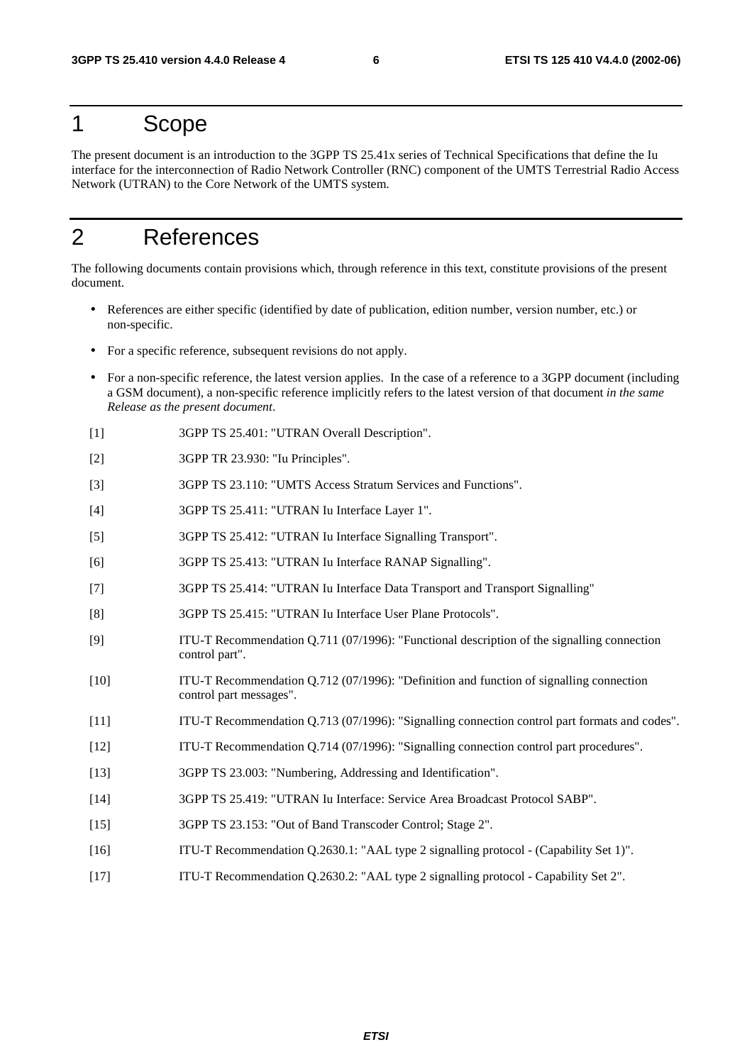# 1 Scope

The present document is an introduction to the 3GPP TS 25.41x series of Technical Specifications that define the Iu interface for the interconnection of Radio Network Controller (RNC) component of the UMTS Terrestrial Radio Access Network (UTRAN) to the Core Network of the UMTS system.

# 2 References

The following documents contain provisions which, through reference in this text, constitute provisions of the present document.

- References are either specific (identified by date of publication, edition number, version number, etc.) or non-specific.
- For a specific reference, subsequent revisions do not apply.
- For a non-specific reference, the latest version applies. In the case of a reference to a 3GPP document (including a GSM document), a non-specific reference implicitly refers to the latest version of that document *in the same Release as the present document*.

[1] 3GPP TS 25.401: "UTRAN Overall Description".

[2] 3GPP TR 23.930: "Iu Principles".

[3] 3GPP TS 23.110: "UMTS Access Stratum Services and Functions".

[4] 3GPP TS 25.411: "UTRAN Iu Interface Layer 1".

[5] 3GPP TS 25.412: "UTRAN Iu Interface Signalling Transport".

[6] 3GPP TS 25.413: "UTRAN Iu Interface RANAP Signalling".

[7] 3GPP TS 25.414: "UTRAN Iu Interface Data Transport and Transport Signalling"

[8] 3GPP TS 25.415: "UTRAN Iu Interface User Plane Protocols".

[9] ITU-T Recommendation Q.711 (07/1996): "Functional description of the signalling connection control part".

[10] ITU-T Recommendation Q.712 (07/1996): "Definition and function of signalling connection control part messages".

[11] ITU-T Recommendation Q.713 (07/1996): "Signalling connection control part formats and codes".

[12] ITU-T Recommendation Q.714 (07/1996): "Signalling connection control part procedures".

[13] 3GPP TS 23.003: "Numbering, Addressing and Identification".

[14] 3GPP TS 25.419: "UTRAN Iu Interface: Service Area Broadcast Protocol SABP".

[15] 3GPP TS 23.153: "Out of Band Transcoder Control; Stage 2".

[16] ITU-T Recommendation Q.2630.1: "AAL type 2 signalling protocol - (Capability Set 1)".

[17] ITU-T Recommendation Q.2630.2: "AAL type 2 signalling protocol - Capability Set 2".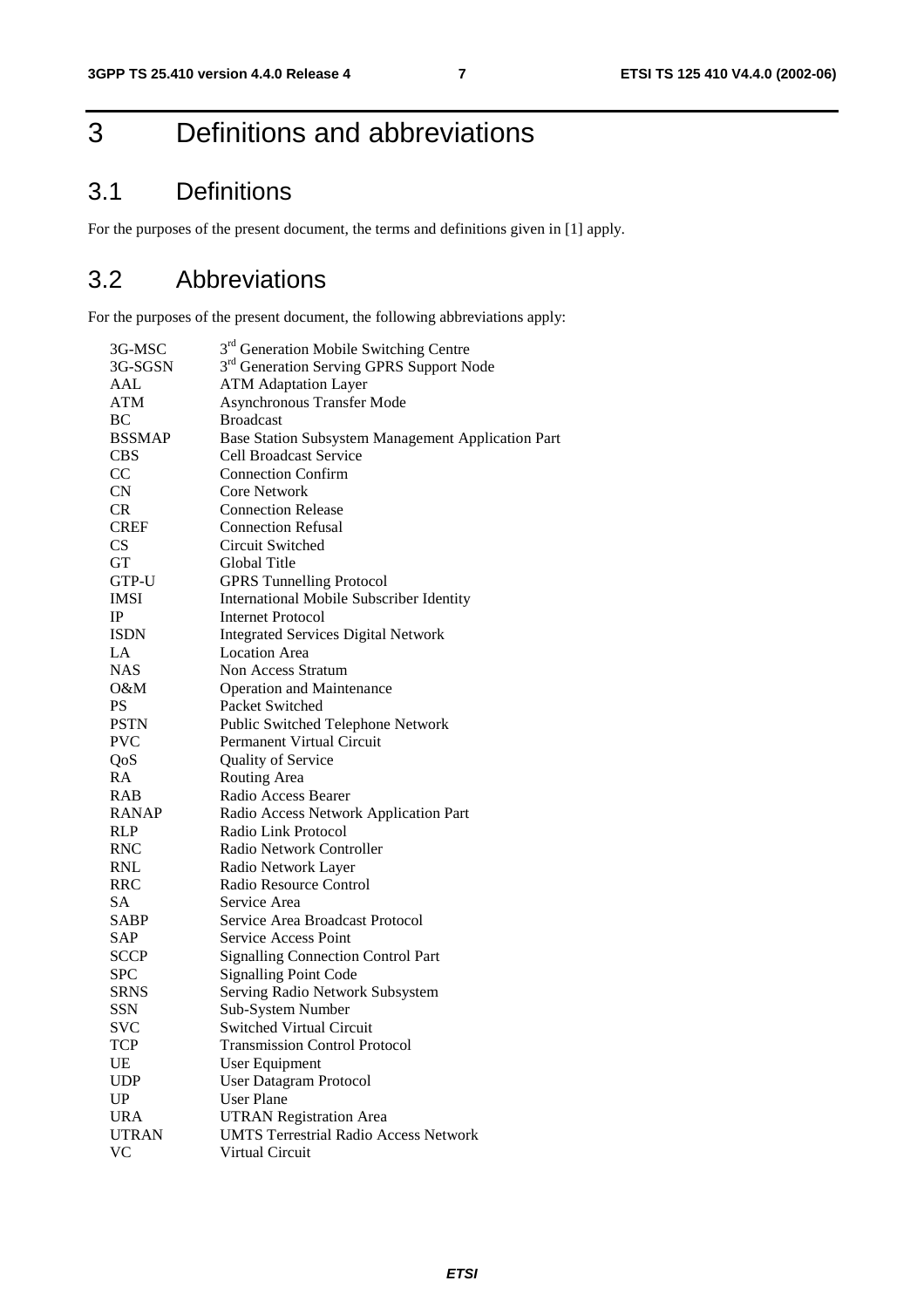# 3 Definitions and abbreviations

## 3.1 Definitions

For the purposes of the present document, the terms and definitions given in [1] apply.

## 3.2 Abbreviations

For the purposes of the present document, the following abbreviations apply:

| | |
|---|---|
| 3G-MSC | 3rd Generation Mobile Switching Centre |
| 3G-SGSN | 3rd Generation Serving GPRS Support Node |
| AAL | ATM Adaptation Layer |
| ATM | Asynchronous Transfer Mode |
| BC | Broadcast |
| BSSMAP | Base Station Subsystem Management Application Part |
| CBS | Cell Broadcast Service |
| CC | Connection Confirm |
| CN | Core Network |
| CR | Connection Release |
| CREF | Connection Refusal |
| CS | Circuit Switched |
| GT | Global Title |
| GTP-U | GPRS Tunnelling Protocol |
| IMSI | International Mobile Subscriber Identity |
| IP | Internet Protocol |
| ISDN | Integrated Services Digital Network |
| LA | Location Area |
| NAS | Non Access Stratum |
| O&M | Operation and Maintenance |
| PS | Packet Switched |
| PSTN | Public Switched Telephone Network |
| PVC | Permanent Virtual Circuit |
| QoS | Quality of Service |
| RA | Routing Area |
| RAB | Radio Access Bearer |
| RANAP | Radio Access Network Application Part |
| RLP | Radio Link Protocol |
| RNC | Radio Network Controller |
| RNL | Radio Network Layer |
| RRC | Radio Resource Control |
| SA | Service Area |
| SABP | Service Area Broadcast Protocol |
| SAP | Service Access Point |
| SCCP | Signalling Connection Control Part |
| SPC | Signalling Point Code |
| SRNS | Serving Radio Network Subsystem |
| SSN | Sub-System Number |
| SVC | Switched Virtual Circuit |
| TCP | Transmission Control Protocol |
| UE | User Equipment |
| UDP | User Datagram Protocol |
| UP | User Plane |
| URA | UTRAN Registration Area |
| UTRAN | UMTS Terrestrial Radio Access Network |
| VC | Virtual Circuit |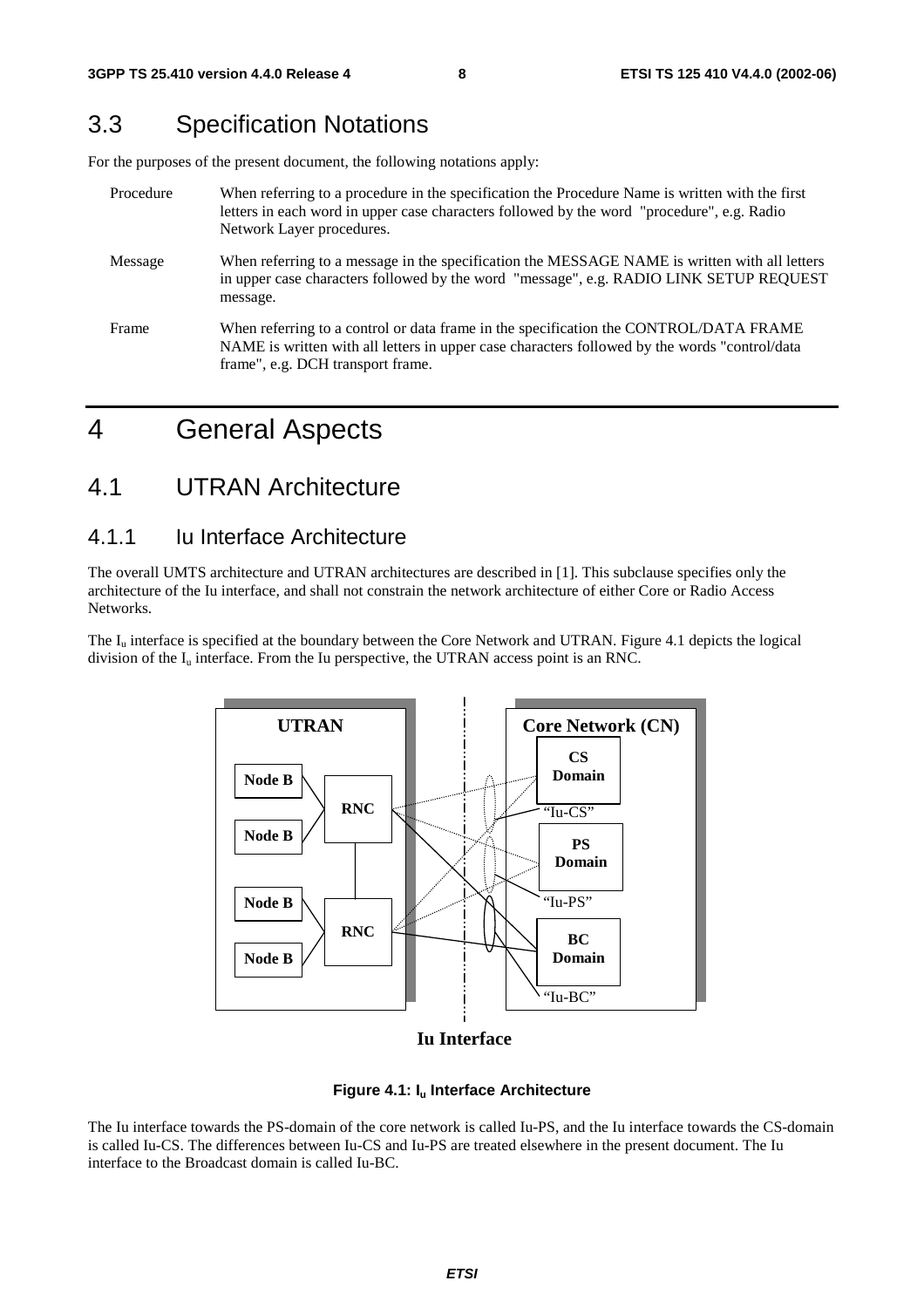## 3.3 Specification Notations

For the purposes of the present document, the following notations apply:

Procedure When referring to a procedure in the specification the Procedure Name is written with the first letters in each word in upper case characters followed by the word "procedure", e.g. Radio Network Layer procedures.

Message When referring to a message in the specification the MESSAGE NAME is written with all letters in upper case characters followed by the word "message", e.g. RADIO LINK SETUP REQUEST message.

Frame When referring to a control or data frame in the specification the CONTROL/DATA FRAME NAME is written with all letters in upper case characters followed by the words "control/data frame", e.g. DCH transport frame.

# 4 General Aspects

## 4.1 UTRAN Architecture

### 4.1.1 Iu Interface Architecture

The overall UMTS architecture and UTRAN architectures are described in [1]. This subclause specifies only the architecture of the Iu interface, and shall not constrain the network architecture of either Core or Radio Access Networks.

The $I_u$ interface is specified at the boundary between the Core Network and UTRAN. Figure 4.1 depicts the logical division of the $I_u$ interface. From the Iu perspective, the UTRAN access point is an RNC.

**Figure 4.1: $I_u$ Interface Architecture**

The Iu interface towards the PS-domain of the core network is called Iu-PS, and the Iu interface towards the CS-domain is called Iu-CS. The differences between Iu-CS and Iu-PS are treated elsewhere in the present document. The Iu interface to the Broadcast domain is called Iu-BC.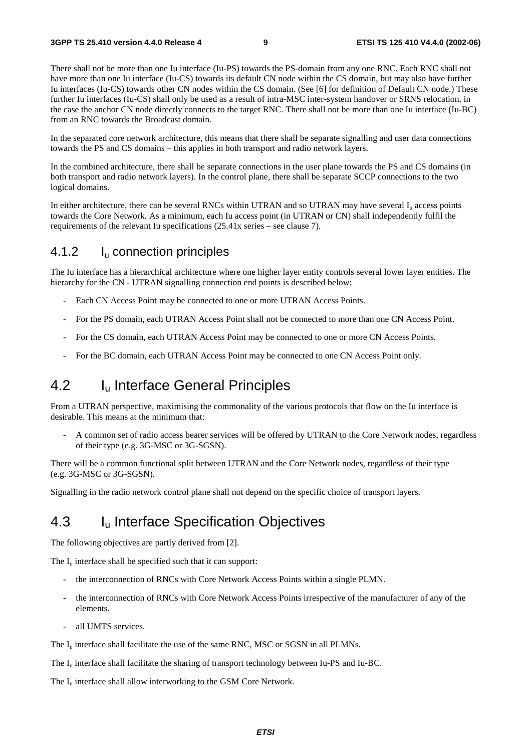There shall not be more than one Iu interface (Iu-PS) towards the PS-domain from any one RNC. Each RNC shall not have more than one Iu interface (Iu-CS) towards its default CN node within the CS domain, but may also have further Iu interfaces (Iu-CS) towards other CN nodes within the CS domain. (See [6] for definition of Default CN node.) These further Iu interfaces (Iu-CS) shall only be used as a result of intra-MSC inter-system handover or SRNS relocation, in the case the anchor CN node directly connects to the target RNC. There shall not be more than one Iu interface (Iu-BC) from an RNC towards the Broadcast domain.

In the separated core network architecture, this means that there shall be separate signalling and user data connections towards the PS and CS domains – this applies in both transport and radio network layers.

In the combined architecture, there shall be separate connections in the user plane towards the PS and CS domains (in both transport and radio network layers). In the control plane, there shall be separate SCCP connections to the two logical domains.

In either architecture, there can be several RNCs within UTRAN and so UTRAN may have several $I_u$ access points towards the Core Network. As a minimum, each Iu access point (in UTRAN or CN) shall independently fulfil the requirements of the relevant Iu specifications (25.41x series – see clause 7).

### 4.1.2 $I_u$ connection principles

The Iu interface has a hierarchical architecture where one higher layer entity controls several lower layer entities. The hierarchy for the CN - UTRAN signalling connection end points is described below:

- Each CN Access Point may be connected to one or more UTRAN Access Points.
- For the PS domain, each UTRAN Access Point shall not be connected to more than one CN Access Point.
- For the CS domain, each UTRAN Access Point may be connected to one or more CN Access Points.
- For the BC domain, each UTRAN Access Point may be connected to one CN Access Point only.

## 4.2 $I_u$ Interface General Principles

From a UTRAN perspective, maximising the commonality of the various protocols that flow on the Iu interface is desirable. This means at the minimum that:

- A common set of radio access bearer services will be offered by UTRAN to the Core Network nodes, regardless of their type (e.g. 3G-MSC or 3G-SGSN).

There will be a common functional split between UTRAN and the Core Network nodes, regardless of their type (e.g. 3G-MSC or 3G-SGSN).

Signalling in the radio network control plane shall not depend on the specific choice of transport layers.

## 4.3 $I_u$ Interface Specification Objectives

The following objectives are partly derived from [2].

The $I_u$ interface shall be specified such that it can support:

- the interconnection of RNCs with Core Network Access Points within a single PLMN.
- the interconnection of RNCs with Core Network Access Points irrespective of the manufacturer of any of the elements.
- all UMTS services.

The $I_u$ interface shall facilitate the use of the same RNC, MSC or SGSN in all PLMNs.

The $I_u$ interface shall facilitate the sharing of transport technology between Iu-PS and Iu-BC.

The $I_u$ interface shall allow interworking to the GSM Core Network.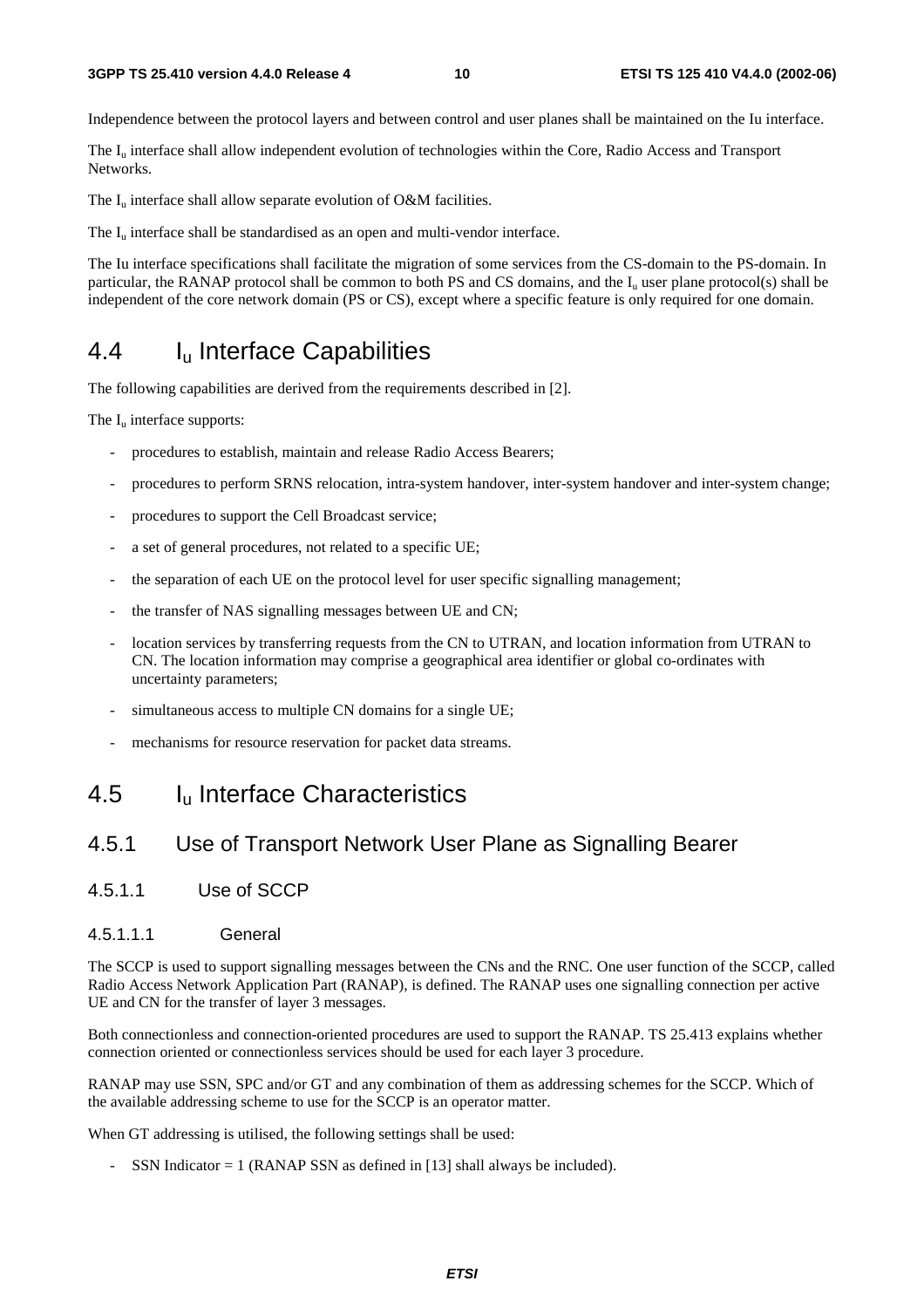Independence between the protocol layers and between control and user planes shall be maintained on the Iu interface.

The $I_u$ interface shall allow independent evolution of technologies within the Core, Radio Access and Transport Networks.

The $I_u$ interface shall allow separate evolution of O&M facilities.

The $I_u$ interface shall be standardised as an open and multi-vendor interface.

The Iu interface specifications shall facilitate the migration of some services from the CS-domain to the PS-domain. In particular, the RANAP protocol shall be common to both PS and CS domains, and the $I_u$ user plane protocol(s) shall be independent of the core network domain (PS or CS), except where a specific feature is only required for one domain.

## 4.4 $I_u$ Interface Capabilities

The following capabilities are derived from the requirements described in [2].

The $I_u$ interface supports:

- procedures to establish, maintain and release Radio Access Bearers;
- procedures to perform SRNS relocation, intra-system handover, inter-system handover and inter-system change;
- procedures to support the Cell Broadcast service;
- a set of general procedures, not related to a specific UE;
- the separation of each UE on the protocol level for user specific signalling management;
- the transfer of NAS signalling messages between UE and CN;
- location services by transferring requests from the CN to UTRAN, and location information from UTRAN to CN. The location information may comprise a geographical area identifier or global co-ordinates with uncertainty parameters;
- simultaneous access to multiple CN domains for a single UE;
- mechanisms for resource reservation for packet data streams.

## 4.5 $I_u$ Interface Characteristics

### 4.5.1 Use of Transport Network User Plane as Signalling Bearer

#### 4.5.1.1 Use of SCCP

##### 4.5.1.1.1 General

The SCCP is used to support signalling messages between the CNs and the RNC. One user function of the SCCP, called Radio Access Network Application Part (RANAP), is defined. The RANAP uses one signalling connection per active UE and CN for the transfer of layer 3 messages.

Both connectionless and connection-oriented procedures are used to support the RANAP. TS 25.413 explains whether connection oriented or connectionless services should be used for each layer 3 procedure.

RANAP may use SSN, SPC and/or GT and any combination of them as addressing schemes for the SCCP. Which of the available addressing scheme to use for the SCCP is an operator matter.

When GT addressing is utilised, the following settings shall be used:

- SSN Indicator = 1 (RANAP SSN as defined in [13] shall always be included).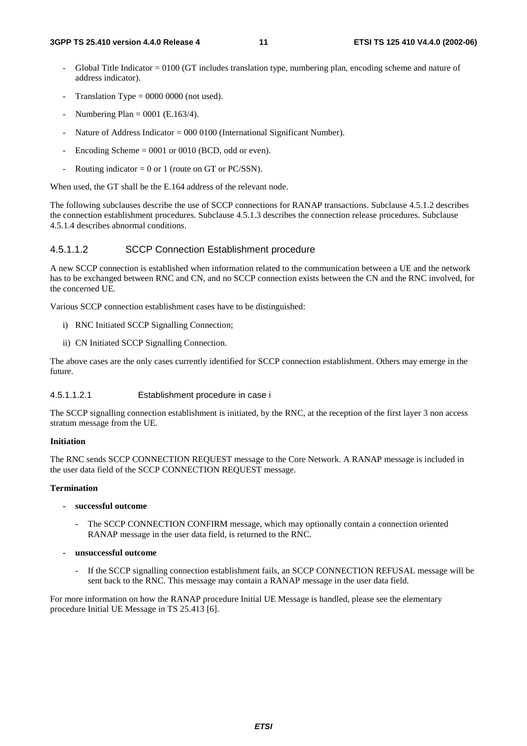- Global Title Indicator = 0100 (GT includes translation type, numbering plan, encoding scheme and nature of address indicator).
- Translation Type = 0000 0000 (not used).
- Numbering Plan = 0001 (E.163/4).
- Nature of Address Indicator = 000 0100 (International Significant Number).
- Encoding Scheme = 0001 or 0010 (BCD, odd or even).
- Routing indicator = 0 or 1 (route on GT or PC/SSN).

When used, the GT shall be the E.164 address of the relevant node.

The following subclauses describe the use of SCCP connections for RANAP transactions. Subclause 4.5.1.2 describes the connection establishment procedures. Subclause 4.5.1.3 describes the connection release procedures. Subclause 4.5.1.4 describes abnormal conditions.

#### 4.5.1.1.2 SCCP Connection Establishment procedure

A new SCCP connection is established when information related to the communication between a UE and the network has to be exchanged between RNC and CN, and no SCCP connection exists between the CN and the RNC involved, for the concerned UE.

Various SCCP connection establishment cases have to be distinguished:

i) RNC Initiated SCCP Signalling Connection;

ii) CN Initiated SCCP Signalling Connection.

The above cases are the only cases currently identified for SCCP connection establishment. Others may emerge in the future.

##### 4.5.1.1.2.1 Establishment procedure in case i

The SCCP signalling connection establishment is initiated, by the RNC, at the reception of the first layer 3 non access stratum message from the UE.

**Initiation**

The RNC sends SCCP CONNECTION REQUEST message to the Core Network. A RANAP message is included in the user data field of the SCCP CONNECTION REQUEST message.

**Termination**

- **successful outcome**
  - The SCCP CONNECTION CONFIRM message, which may optionally contain a connection oriented RANAP message in the user data field, is returned to the RNC.
- **unsuccessful outcome**
  - If the SCCP signalling connection establishment fails, an SCCP CONNECTION REFUSAL message will be sent back to the RNC. This message may contain a RANAP message in the user data field.

For more information on how the RANAP procedure Initial UE Message is handled, please see the elementary procedure Initial UE Message in TS 25.413 [6].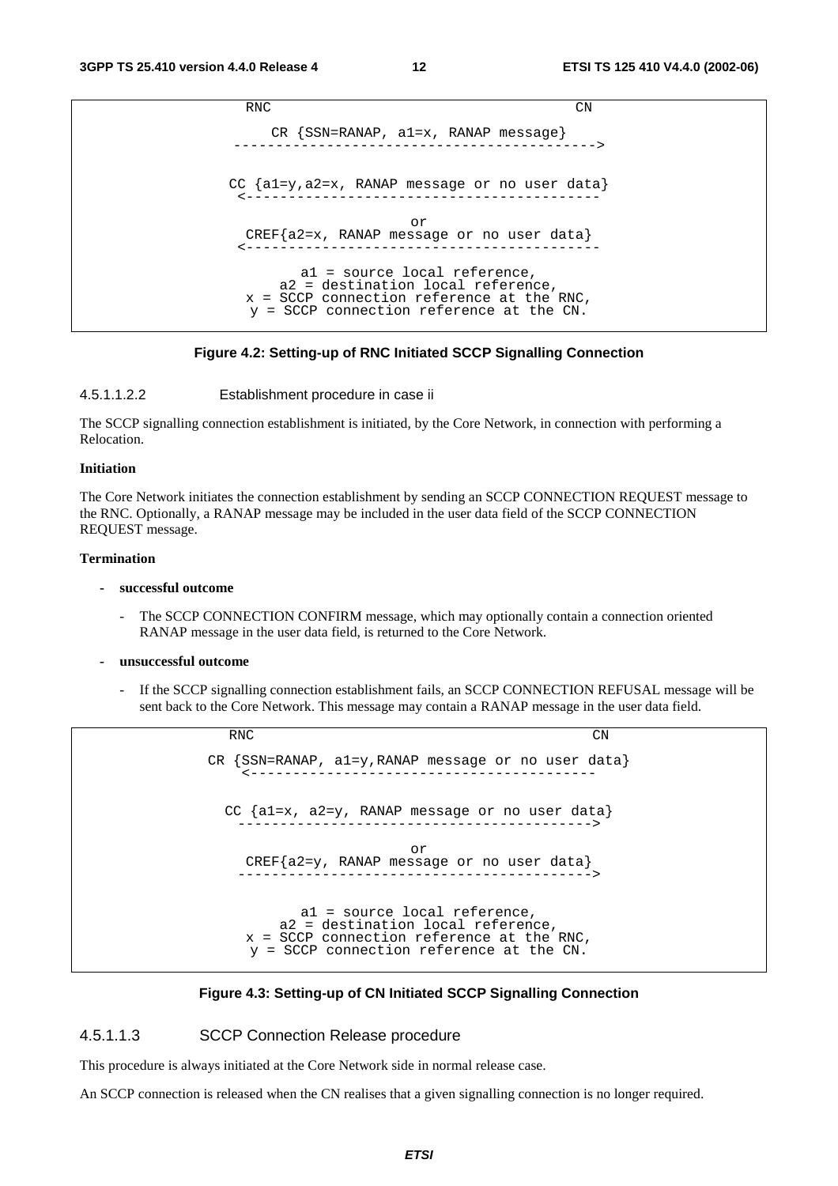```
                RNC                                       CN

                 CR {SSN=RANAP, a1=x, RANAP message}
           ------------------------------------------->


          CC {a1=y,a2=x, RANAP message or no user data}
           <------------------------------------------

                                  or
           CREF{a2=x, RANAP message or no user data}
           <------------------------------------------

                    a1 = source local reference,
                  a2 = destination local reference,
              x = SCCP connection reference at the RNC,
              y = SCCP connection reference at the CN.
```

**Figure 4.2: Setting-up of RNC Initiated SCCP Signalling Connection**

#### 4.5.1.1.2.2 Establishment procedure in case ii

The SCCP signalling connection establishment is initiated, by the Core Network, in connection with performing a Relocation.

**Initiation**

The Core Network initiates the connection establishment by sending an SCCP CONNECTION REQUEST message to the RNC. Optionally, a RANAP message may be included in the user data field of the SCCP CONNECTION REQUEST message.

**Termination**

- **successful outcome**
  - The SCCP CONNECTION CONFIRM message, which may optionally contain a connection oriented RANAP message in the user data field, is returned to the Core Network.
- **unsuccessful outcome**
  - If the SCCP signalling connection establishment fails, an SCCP CONNECTION REFUSAL message will be sent back to the Core Network. This message may contain a RANAP message in the user data field.

```
              RNC                                          CN

        CR {SSN=RANAP, a1=y,RANAP message or no user data}
            <------------------------------------------


          CC {a1=x, a2=y, RANAP message or no user data}
           ------------------------------------------->

                                  or
           CREF{a2=y, RANAP message or no user data}
           ------------------------------------------->


                    a1 = source local reference,
                  a2 = destination local reference,
              x = SCCP connection reference at the RNC,
              y = SCCP connection reference at the CN.
```

**Figure 4.3: Setting-up of CN Initiated SCCP Signalling Connection**

### 4.5.1.1.3 SCCP Connection Release procedure

This procedure is always initiated at the Core Network side in normal release case.

An SCCP connection is released when the CN realises that a given signalling connection is no longer required.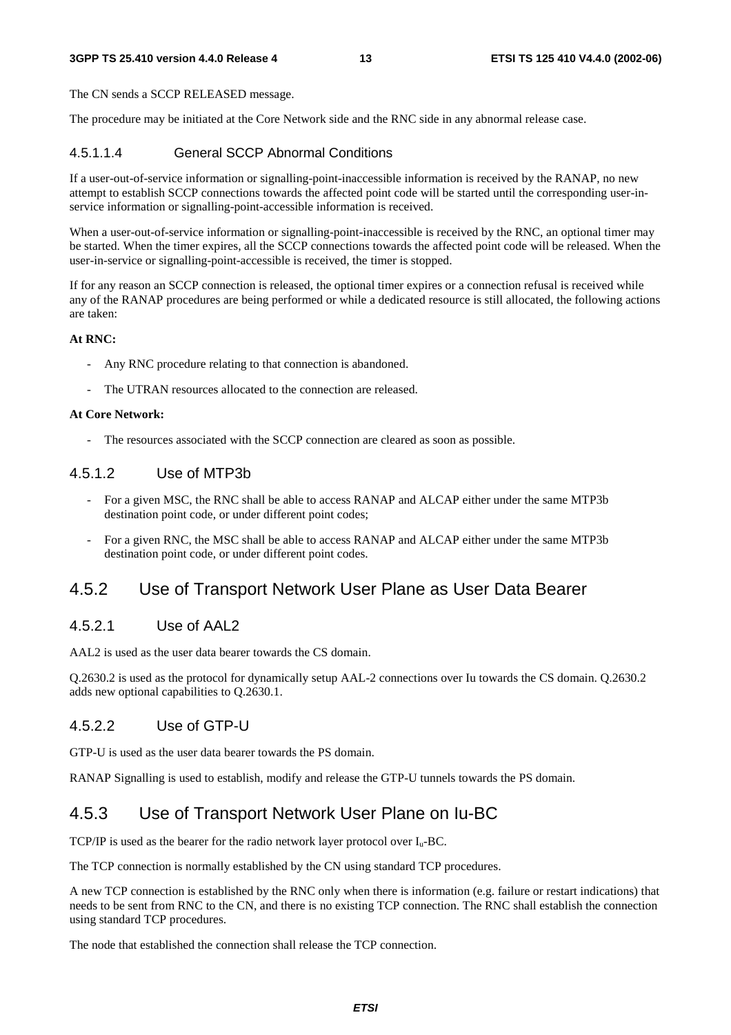The CN sends a SCCP RELEASED message.

The procedure may be initiated at the Core Network side and the RNC side in any abnormal release case.

#### 4.5.1.1.4 General SCCP Abnormal Conditions

If a user-out-of-service information or signalling-point-inaccessible information is received by the RANAP, no new attempt to establish SCCP connections towards the affected point code will be started until the corresponding user-in-service information or signalling-point-accessible information is received.

When a user-out-of-service information or signalling-point-inaccessible is received by the RNC, an optional timer may be started. When the timer expires, all the SCCP connections towards the affected point code will be released. When the user-in-service or signalling-point-accessible is received, the timer is stopped.

If for any reason an SCCP connection is released, the optional timer expires or a connection refusal is received while any of the RANAP procedures are being performed or while a dedicated resource is still allocated, the following actions are taken:

**At RNC:**

- Any RNC procedure relating to that connection is abandoned.
- The UTRAN resources allocated to the connection are released.

**At Core Network:**

- The resources associated with the SCCP connection are cleared as soon as possible.

### 4.5.1.2 Use of MTP3b

- For a given MSC, the RNC shall be able to access RANAP and ALCAP either under the same MTP3b destination point code, or under different point codes;
- For a given RNC, the MSC shall be able to access RANAP and ALCAP either under the same MTP3b destination point code, or under different point codes.

## 4.5.2 Use of Transport Network User Plane as User Data Bearer

### 4.5.2.1 Use of AAL2

AAL2 is used as the user data bearer towards the CS domain.

Q.2630.2 is used as the protocol for dynamically setup AAL-2 connections over Iu towards the CS domain. Q.2630.2 adds new optional capabilities to Q.2630.1.

### 4.5.2.2 Use of GTP-U

GTP-U is used as the user data bearer towards the PS domain.

RANAP Signalling is used to establish, modify and release the GTP-U tunnels towards the PS domain.

## 4.5.3 Use of Transport Network User Plane on Iu-BC

TCP/IP is used as the bearer for the radio network layer protocol over $I_u$-BC.

The TCP connection is normally established by the CN using standard TCP procedures.

A new TCP connection is established by the RNC only when there is information (e.g. failure or restart indications) that needs to be sent from RNC to the CN, and there is no existing TCP connection. The RNC shall establish the connection using standard TCP procedures.

The node that established the connection shall release the TCP connection.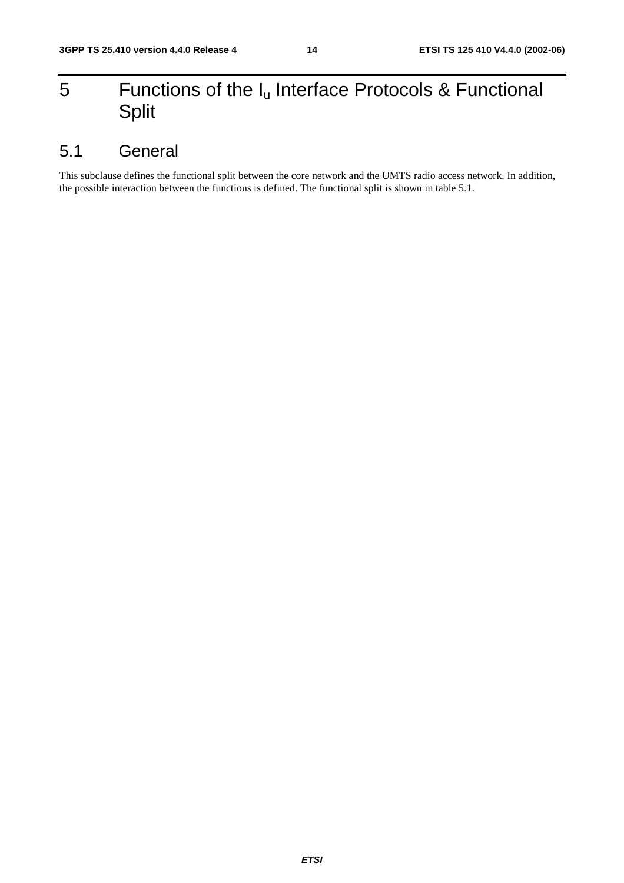# 5 Functions of the $I_u$ Interface Protocols & Functional Split

## 5.1 General

This subclause defines the functional split between the core network and the UMTS radio access network. In addition, the possible interaction between the functions is defined. The functional split is shown in table 5.1.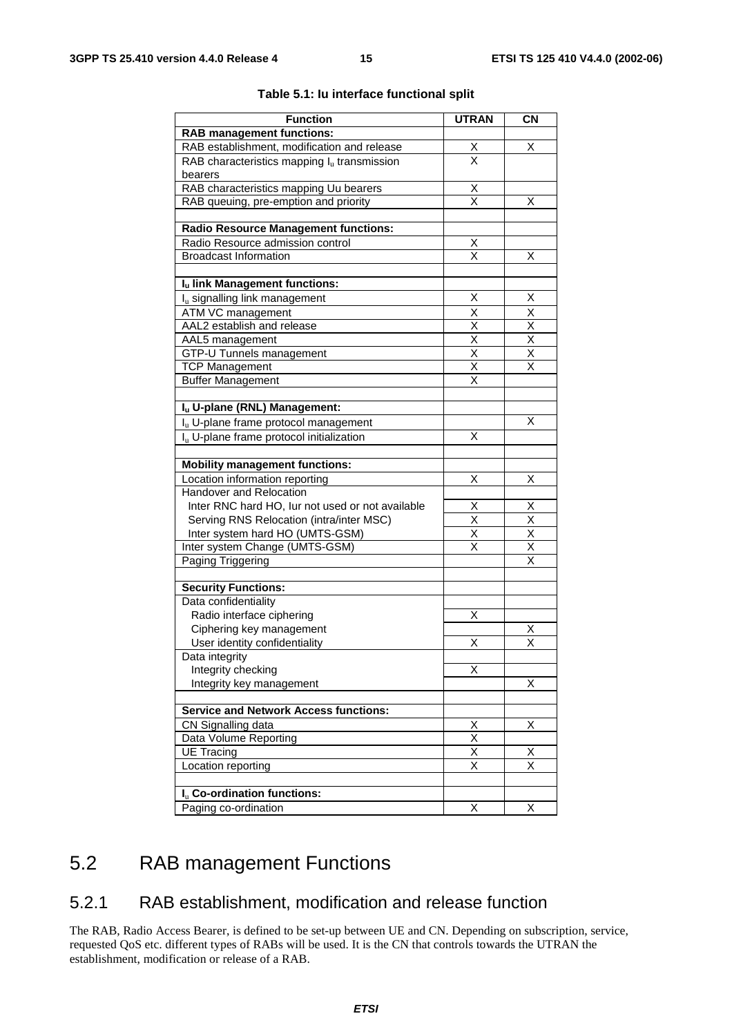**Table 5.1: Iu interface functional split**

| Function | UTRAN | CN |
|---|---|---|
| **RAB management functions:** | | |
| RAB establishment, modification and release | X | X |
| RAB characteristics mapping $I_u$ transmission bearers | X | |
| RAB characteristics mapping Uu bearers | X | |
| RAB queuing, pre-emption and priority | X | X |
| | | |
| **Radio Resource Management functions:** | | |
| Radio Resource admission control | X | |
| Broadcast Information | X | X |
| | | |
| **$I_u$ link Management functions:** | | |
| $I_u$ signalling link management | X | X |
| ATM VC management | X | X |
| AAL2 establish and release | X | X |
| AAL5 management | X | X |
| GTP-U Tunnels management | X | X |
| TCP Management | X | X |
| Buffer Management | X | |
| | | |
| **$I_u$ U-plane (RNL) Management:** | | |
| $I_u$ U-plane frame protocol management | | X |
| $I_u$ U-plane frame protocol initialization | X | |
| | | |
| **Mobility management functions:** | | |
| Location information reporting | X | X |
| Handover and Relocation | | |
| Inter RNC hard HO, Iur not used or not available | X | X |
| Serving RNS Relocation (intra/inter MSC) | X | X |
| Inter system hard HO (UMTS-GSM) | X | X |
| Inter system Change (UMTS-GSM) | X | X |
| Paging Triggering | | X |
| | | |
| **Security Functions:** | | |
| Data confidentiality | | |
| Radio interface ciphering | X | |
| Ciphering key management | | X |
| User identity confidentiality | X | X |
| Data integrity | | |
| Integrity checking | X | |
| Integrity key management | | X |
| | | |
| **Service and Network Access functions:** | | |
| CN Signalling data | X | X |
| Data Volume Reporting | X | |
| UE Tracing | X | X |
| Location reporting | X | X |
| | | |
| **$I_u$ Co-ordination functions:** | | |
| Paging co-ordination | X | X |

## 5.2 RAB management Functions

### 5.2.1 RAB establishment, modification and release function

The RAB, Radio Access Bearer, is defined to be set-up between UE and CN. Depending on subscription, service, requested QoS etc. different types of RABs will be used. It is the CN that controls towards the UTRAN the establishment, modification or release of a RAB.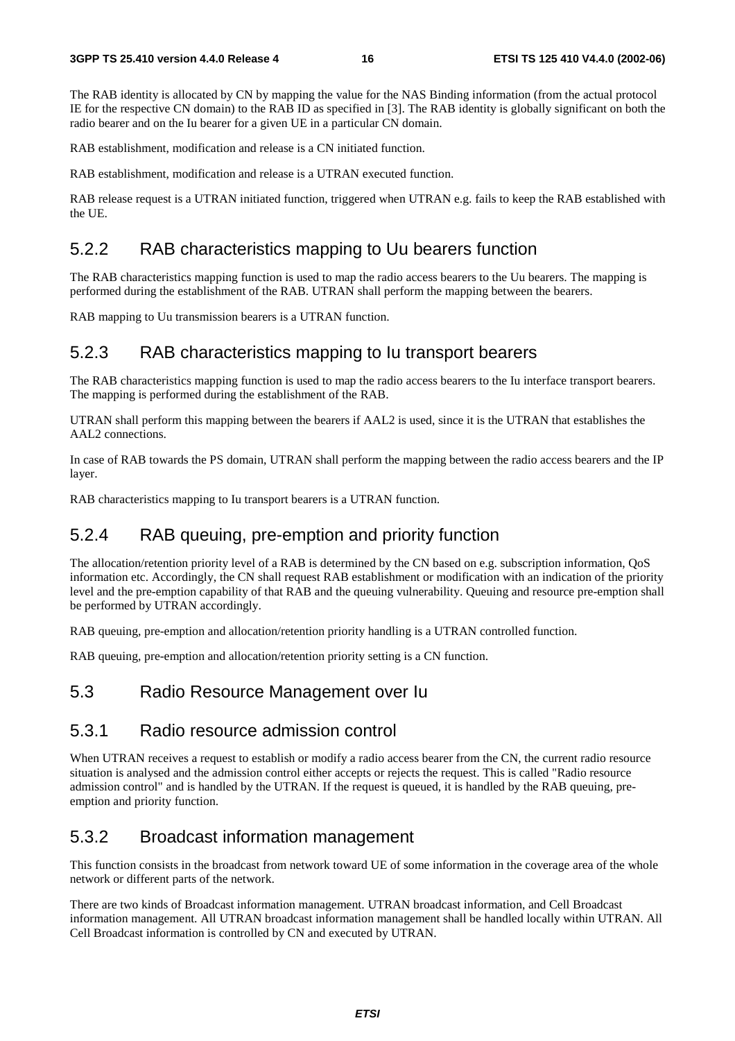The RAB identity is allocated by CN by mapping the value for the NAS Binding information (from the actual protocol IE for the respective CN domain) to the RAB ID as specified in [3]. The RAB identity is globally significant on both the radio bearer and on the Iu bearer for a given UE in a particular CN domain.

RAB establishment, modification and release is a CN initiated function.

RAB establishment, modification and release is a UTRAN executed function.

RAB release request is a UTRAN initiated function, triggered when UTRAN e.g. fails to keep the RAB established with the UE.

### 5.2.2 RAB characteristics mapping to Uu bearers function

The RAB characteristics mapping function is used to map the radio access bearers to the Uu bearers. The mapping is performed during the establishment of the RAB. UTRAN shall perform the mapping between the bearers.

RAB mapping to Uu transmission bearers is a UTRAN function.

### 5.2.3 RAB characteristics mapping to Iu transport bearers

The RAB characteristics mapping function is used to map the radio access bearers to the Iu interface transport bearers. The mapping is performed during the establishment of the RAB.

UTRAN shall perform this mapping between the bearers if AAL2 is used, since it is the UTRAN that establishes the AAL2 connections.

In case of RAB towards the PS domain, UTRAN shall perform the mapping between the radio access bearers and the IP layer.

RAB characteristics mapping to Iu transport bearers is a UTRAN function.

### 5.2.4 RAB queuing, pre-emption and priority function

The allocation/retention priority level of a RAB is determined by the CN based on e.g. subscription information, QoS information etc. Accordingly, the CN shall request RAB establishment or modification with an indication of the priority level and the pre-emption capability of that RAB and the queuing vulnerability. Queuing and resource pre-emption shall be performed by UTRAN accordingly.

RAB queuing, pre-emption and allocation/retention priority handling is a UTRAN controlled function.

RAB queuing, pre-emption and allocation/retention priority setting is a CN function.

## 5.3 Radio Resource Management over Iu

### 5.3.1 Radio resource admission control

When UTRAN receives a request to establish or modify a radio access bearer from the CN, the current radio resource situation is analysed and the admission control either accepts or rejects the request. This is called "Radio resource admission control" and is handled by the UTRAN. If the request is queued, it is handled by the RAB queuing, pre-emption and priority function.

### 5.3.2 Broadcast information management

This function consists in the broadcast from network toward UE of some information in the coverage area of the whole network or different parts of the network.

There are two kinds of Broadcast information management. UTRAN broadcast information, and Cell Broadcast information management. All UTRAN broadcast information management shall be handled locally within UTRAN. All Cell Broadcast information is controlled by CN and executed by UTRAN.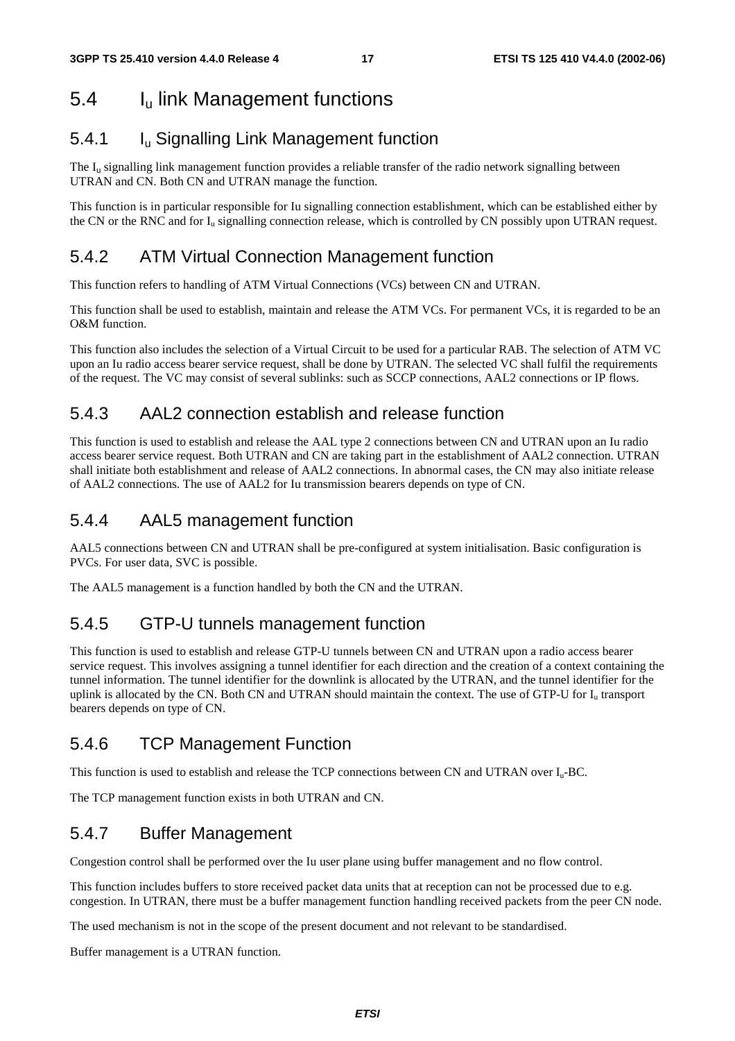## 5.4 $I_u$ link Management functions

### 5.4.1 $I_u$ Signalling Link Management function

The $I_u$ signalling link management function provides a reliable transfer of the radio network signalling between UTRAN and CN. Both CN and UTRAN manage the function.

This function is in particular responsible for Iu signalling connection establishment, which can be established either by the CN or the RNC and for $I_u$ signalling connection release, which is controlled by CN possibly upon UTRAN request.

### 5.4.2 ATM Virtual Connection Management function

This function refers to handling of ATM Virtual Connections (VCs) between CN and UTRAN.

This function shall be used to establish, maintain and release the ATM VCs. For permanent VCs, it is regarded to be an O&M function.

This function also includes the selection of a Virtual Circuit to be used for a particular RAB. The selection of ATM VC upon an Iu radio access bearer service request, shall be done by UTRAN. The selected VC shall fulfil the requirements of the request. The VC may consist of several sublinks: such as SCCP connections, AAL2 connections or IP flows.

### 5.4.3 AAL2 connection establish and release function

This function is used to establish and release the AAL type 2 connections between CN and UTRAN upon an Iu radio access bearer service request. Both UTRAN and CN are taking part in the establishment of AAL2 connection. UTRAN shall initiate both establishment and release of AAL2 connections. In abnormal cases, the CN may also initiate release of AAL2 connections. The use of AAL2 for Iu transmission bearers depends on type of CN.

### 5.4.4 AAL5 management function

AAL5 connections between CN and UTRAN shall be pre-configured at system initialisation. Basic configuration is PVCs. For user data, SVC is possible.

The AAL5 management is a function handled by both the CN and the UTRAN.

### 5.4.5 GTP-U tunnels management function

This function is used to establish and release GTP-U tunnels between CN and UTRAN upon a radio access bearer service request. This involves assigning a tunnel identifier for each direction and the creation of a context containing the tunnel information. The tunnel identifier for the downlink is allocated by the UTRAN, and the tunnel identifier for the uplink is allocated by the CN. Both CN and UTRAN should maintain the context. The use of GTP-U for $I_u$ transport bearers depends on type of CN.

### 5.4.6 TCP Management Function

This function is used to establish and release the TCP connections between CN and UTRAN over $I_u$-BC.

The TCP management function exists in both UTRAN and CN.

### 5.4.7 Buffer Management

Congestion control shall be performed over the Iu user plane using buffer management and no flow control.

This function includes buffers to store received packet data units that at reception can not be processed due to e.g. congestion. In UTRAN, there must be a buffer management function handling received packets from the peer CN node.

The used mechanism is not in the scope of the present document and not relevant to be standardised.

Buffer management is a UTRAN function.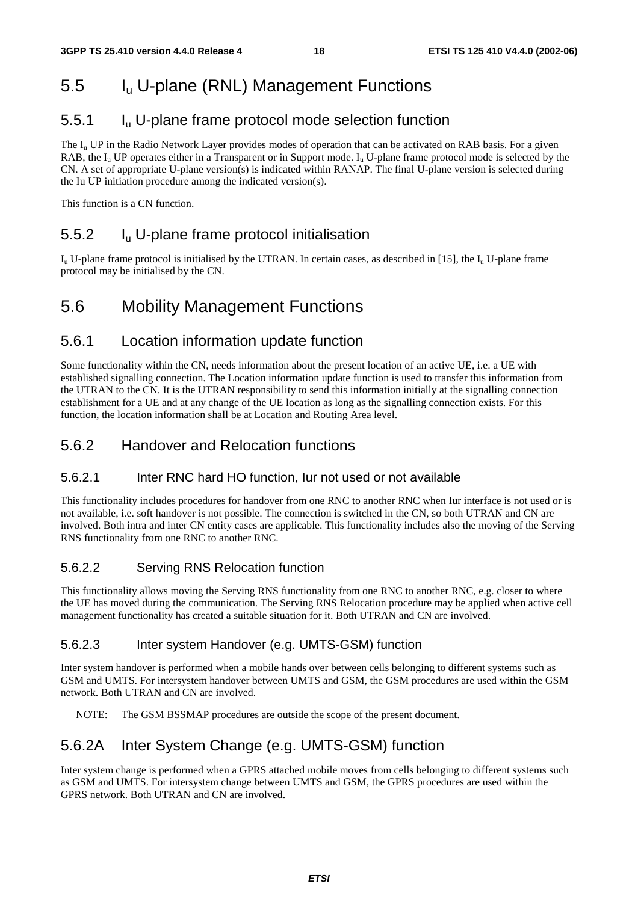# 5.5 $I_u$ U-plane (RNL) Management Functions

## 5.5.1 $I_u$ U-plane frame protocol mode selection function

The $I_u$ UP in the Radio Network Layer provides modes of operation that can be activated on RAB basis. For a given RAB, the $I_u$ UP operates either in a Transparent or in Support mode. $I_u$ U-plane frame protocol mode is selected by the CN. A set of appropriate U-plane version(s) is indicated within RANAP. The final U-plane version is selected during the Iu UP initiation procedure among the indicated version(s).

This function is a CN function.

## 5.5.2 $I_u$ U-plane frame protocol initialisation

$I_u$ U-plane frame protocol is initialised by the UTRAN. In certain cases, as described in [15], the $I_u$ U-plane frame protocol may be initialised by the CN.

# 5.6 Mobility Management Functions

## 5.6.1 Location information update function

Some functionality within the CN, needs information about the present location of an active UE, i.e. a UE with established signalling connection. The Location information update function is used to transfer this information from the UTRAN to the CN. It is the UTRAN responsibility to send this information initially at the signalling connection establishment for a UE and at any change of the UE location as long as the signalling connection exists. For this function, the location information shall be at Location and Routing Area level.

## 5.6.2 Handover and Relocation functions

### 5.6.2.1 Inter RNC hard HO function, Iur not used or not available

This functionality includes procedures for handover from one RNC to another RNC when Iur interface is not used or is not available, i.e. soft handover is not possible. The connection is switched in the CN, so both UTRAN and CN are involved. Both intra and inter CN entity cases are applicable. This functionality includes also the moving of the Serving RNS functionality from one RNC to another RNC.

### 5.6.2.2 Serving RNS Relocation function

This functionality allows moving the Serving RNS functionality from one RNC to another RNC, e.g. closer to where the UE has moved during the communication. The Serving RNS Relocation procedure may be applied when active cell management functionality has created a suitable situation for it. Both UTRAN and CN are involved.

### 5.6.2.3 Inter system Handover (e.g. UMTS-GSM) function

Inter system handover is performed when a mobile hands over between cells belonging to different systems such as GSM and UMTS. For intersystem handover between UMTS and GSM, the GSM procedures are used within the GSM network. Both UTRAN and CN are involved.

NOTE: The GSM BSSMAP procedures are outside the scope of the present document.

## 5.6.2A Inter System Change (e.g. UMTS-GSM) function

Inter system change is performed when a GPRS attached mobile moves from cells belonging to different systems such as GSM and UMTS. For intersystem change between UMTS and GSM, the GPRS procedures are used within the GPRS network. Both UTRAN and CN are involved.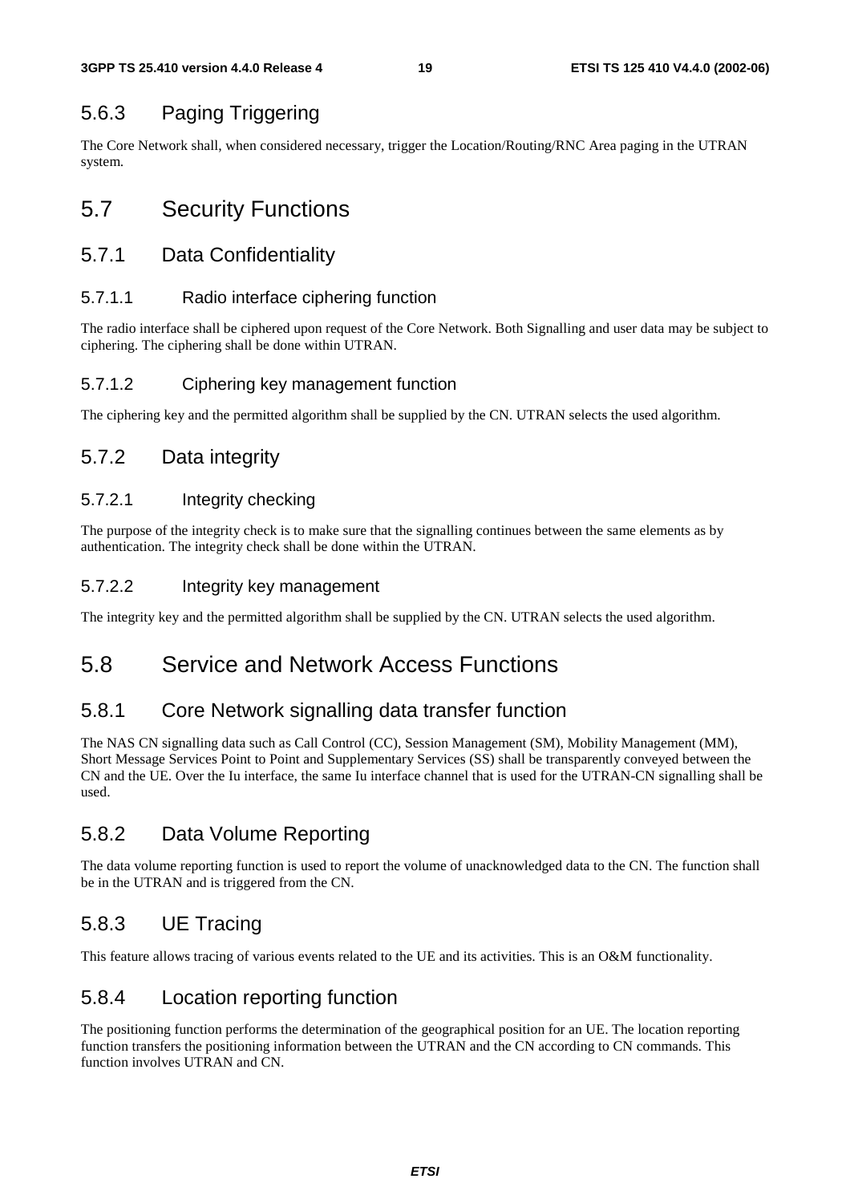### 5.6.3 Paging Triggering

The Core Network shall, when considered necessary, trigger the Location/Routing/RNC Area paging in the UTRAN system.

## 5.7 Security Functions

### 5.7.1 Data Confidentiality

#### 5.7.1.1 Radio interface ciphering function

The radio interface shall be ciphered upon request of the Core Network. Both Signalling and user data may be subject to ciphering. The ciphering shall be done within UTRAN.

#### 5.7.1.2 Ciphering key management function

The ciphering key and the permitted algorithm shall be supplied by the CN. UTRAN selects the used algorithm.

### 5.7.2 Data integrity

#### 5.7.2.1 Integrity checking

The purpose of the integrity check is to make sure that the signalling continues between the same elements as by authentication. The integrity check shall be done within the UTRAN.

#### 5.7.2.2 Integrity key management

The integrity key and the permitted algorithm shall be supplied by the CN. UTRAN selects the used algorithm.

## 5.8 Service and Network Access Functions

### 5.8.1 Core Network signalling data transfer function

The NAS CN signalling data such as Call Control (CC), Session Management (SM), Mobility Management (MM), Short Message Services Point to Point and Supplementary Services (SS) shall be transparently conveyed between the CN and the UE. Over the Iu interface, the same Iu interface channel that is used for the UTRAN-CN signalling shall be used.

### 5.8.2 Data Volume Reporting

The data volume reporting function is used to report the volume of unacknowledged data to the CN. The function shall be in the UTRAN and is triggered from the CN.

### 5.8.3 UE Tracing

This feature allows tracing of various events related to the UE and its activities. This is an O&M functionality.

### 5.8.4 Location reporting function

The positioning function performs the determination of the geographical position for an UE. The location reporting function transfers the positioning information between the UTRAN and the CN according to CN commands. This function involves UTRAN and CN.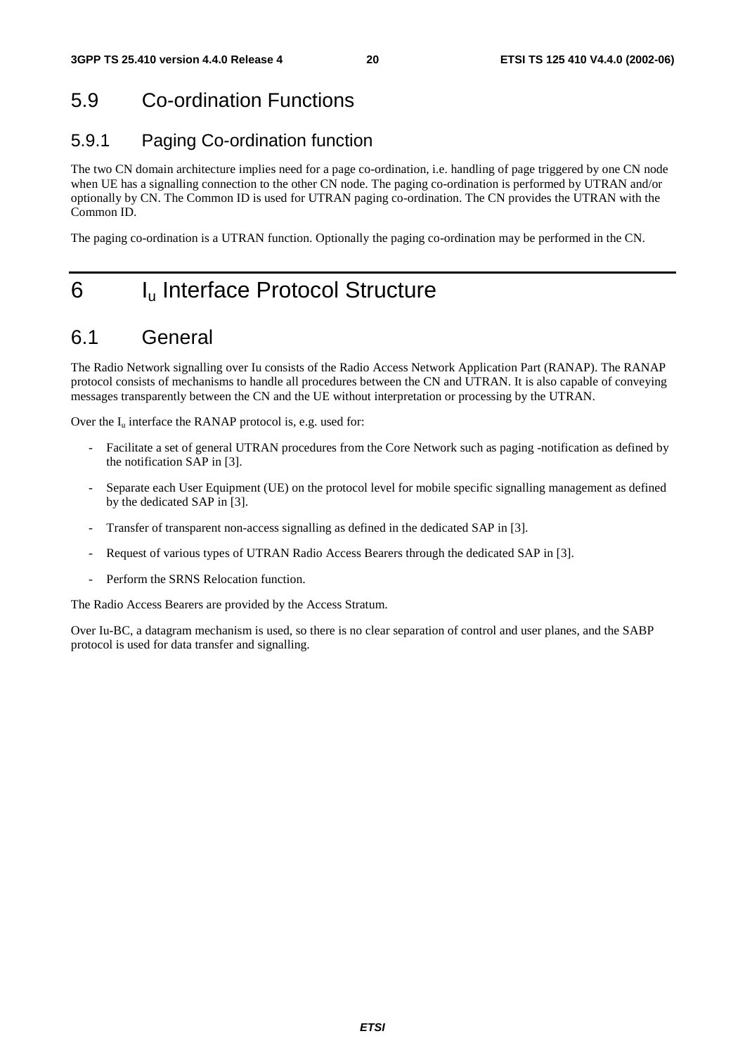## 5.9 Co-ordination Functions

### 5.9.1 Paging Co-ordination function

The two CN domain architecture implies need for a page co-ordination, i.e. handling of page triggered by one CN node when UE has a signalling connection to the other CN node. The paging co-ordination is performed by UTRAN and/or optionally by CN. The Common ID is used for UTRAN paging co-ordination. The CN provides the UTRAN with the Common ID.

The paging co-ordination is a UTRAN function. Optionally the paging co-ordination may be performed in the CN.

# 6 $I_u$ Interface Protocol Structure

## 6.1 General

The Radio Network signalling over Iu consists of the Radio Access Network Application Part (RANAP). The RANAP protocol consists of mechanisms to handle all procedures between the CN and UTRAN. It is also capable of conveying messages transparently between the CN and the UE without interpretation or processing by the UTRAN.

Over the $I_u$ interface the RANAP protocol is, e.g. used for:

- Facilitate a set of general UTRAN procedures from the Core Network such as paging -notification as defined by the notification SAP in [3].
- Separate each User Equipment (UE) on the protocol level for mobile specific signalling management as defined by the dedicated SAP in [3].
- Transfer of transparent non-access signalling as defined in the dedicated SAP in [3].
- Request of various types of UTRAN Radio Access Bearers through the dedicated SAP in [3].
- Perform the SRNS Relocation function.

The Radio Access Bearers are provided by the Access Stratum.

Over Iu-BC, a datagram mechanism is used, so there is no clear separation of control and user planes, and the SABP protocol is used for data transfer and signalling.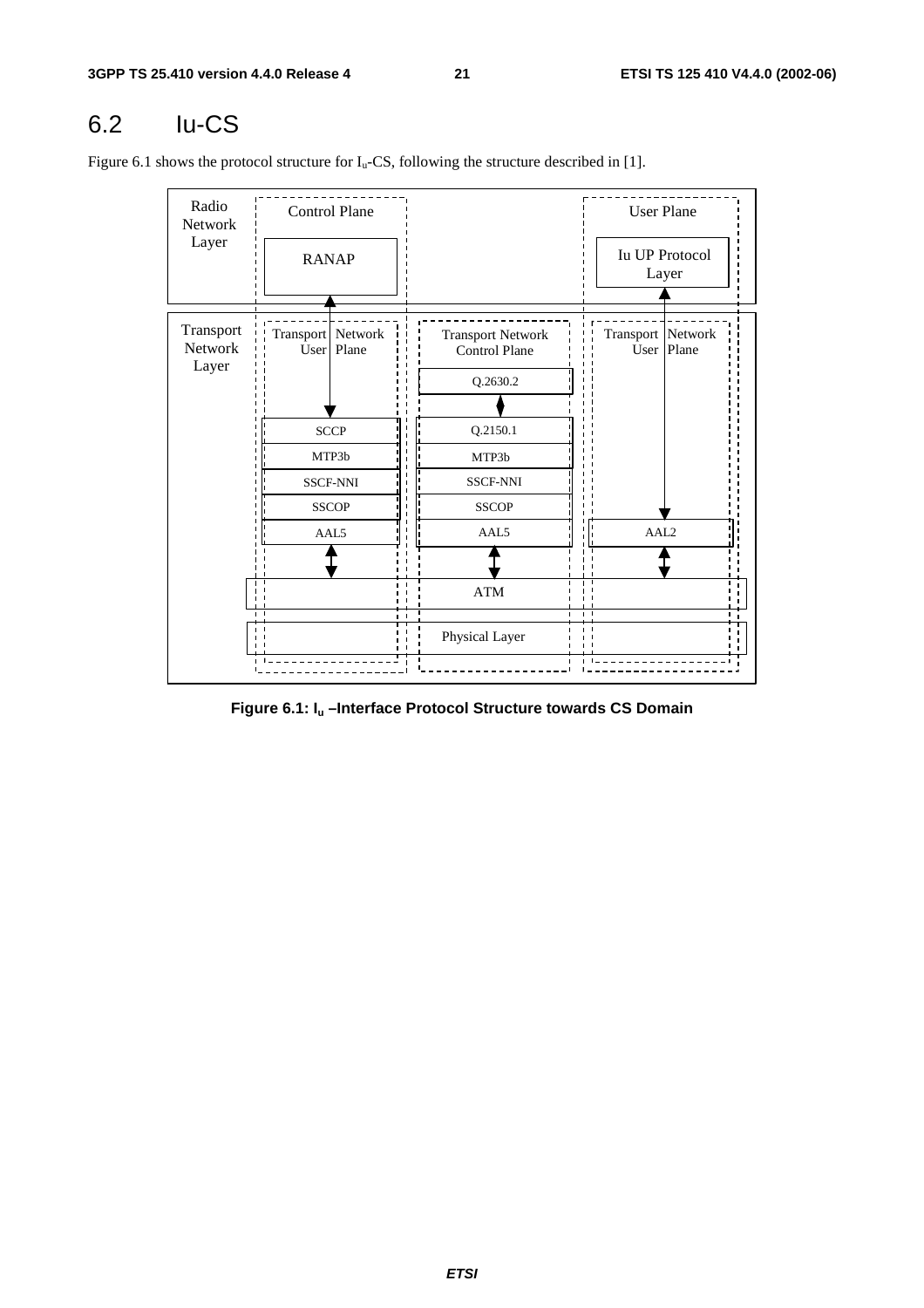# 6.2 Iu-CS

Figure 6.1 shows the protocol structure for $I_u$-CS, following the structure described in [1].

| Radio Network Layer | Control Plane | | User Plane |
|---|---|---|---|
| | RANAP | | Iu UP Protocol Layer |
| **Transport Network Layer** | **Transport Network User Plane** | **Transport Network Control Plane** | **Transport Network User Plane** |
| | | Q.2630.2 | |
| | SCCP | Q.2150.1 | |
| | MTP3b | MTP3b | |
| | SSCF-NNI | SSCF-NNI | |
| | SSCOP | SSCOP | |
| | AAL5 | AAL5 | AAL2 |
| | ATM | ATM | ATM |
| | Physical Layer | Physical Layer | Physical Layer |

**Figure 6.1: $I_u$ –Interface Protocol Structure towards CS Domain**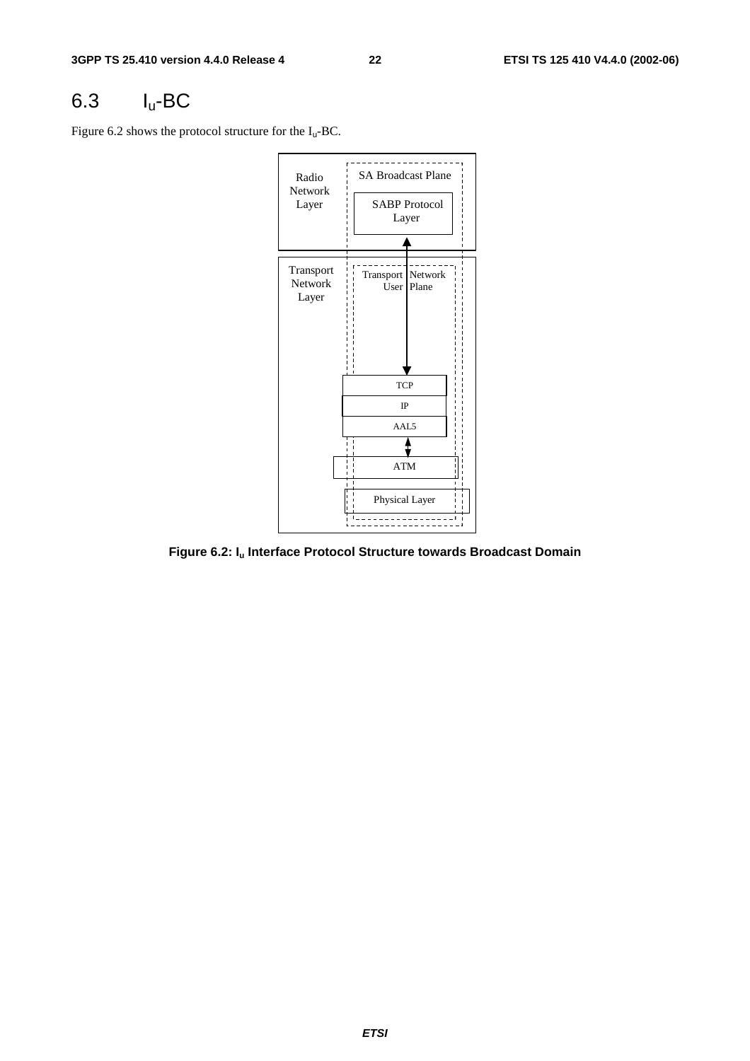## 6.3 $I_u$-BC

Figure 6.2 shows the protocol structure for the $I_u$-BC.

Radio Network Layer | SA Broadcast Plane | SABP Protocol Layer

Transport Network Layer | Transport Network User Plane | TCP | IP | AAL5 | ATM | Physical Layer

**Figure 6.2: $I_u$ Interface Protocol Structure towards Broadcast Domain**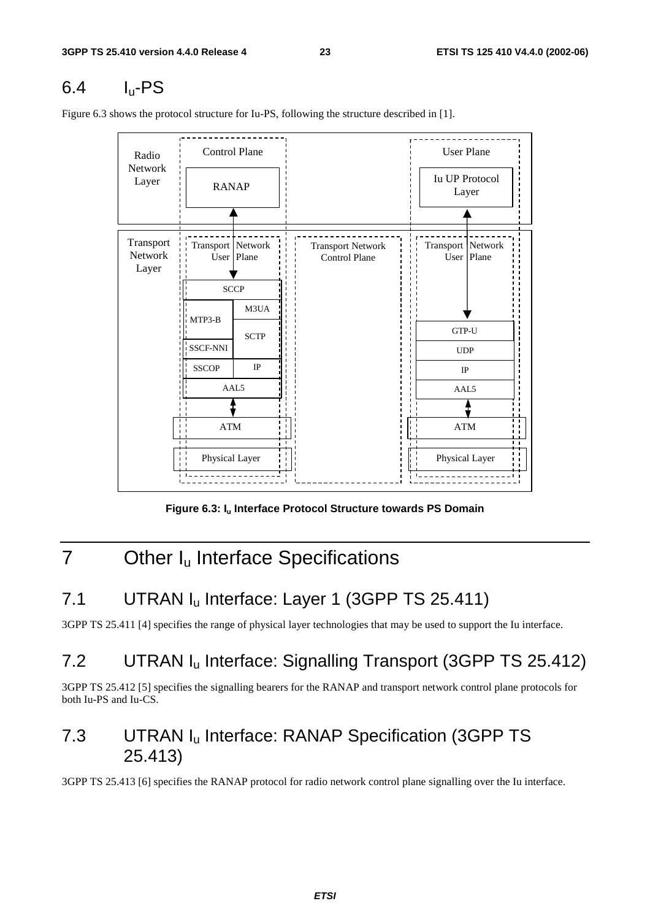## 6.4 $I_u$-PS

Figure 6.3 shows the protocol structure for Iu-PS, following the structure described in [1].

Figure 6.3: $I_u$ Interface Protocol Structure towards PS Domain

# 7 Other $I_u$ Interface Specifications

## 7.1 UTRAN $I_u$ Interface: Layer 1 (3GPP TS 25.411)

3GPP TS 25.411 [4] specifies the range of physical layer technologies that may be used to support the Iu interface.

## 7.2 UTRAN $I_u$ Interface: Signalling Transport (3GPP TS 25.412)

3GPP TS 25.412 [5] specifies the signalling bearers for the RANAP and transport network control plane protocols for both Iu-PS and Iu-CS.

## 7.3 UTRAN $I_u$ Interface: RANAP Specification (3GPP TS 25.413)

3GPP TS 25.413 [6] specifies the RANAP protocol for radio network control plane signalling over the Iu interface.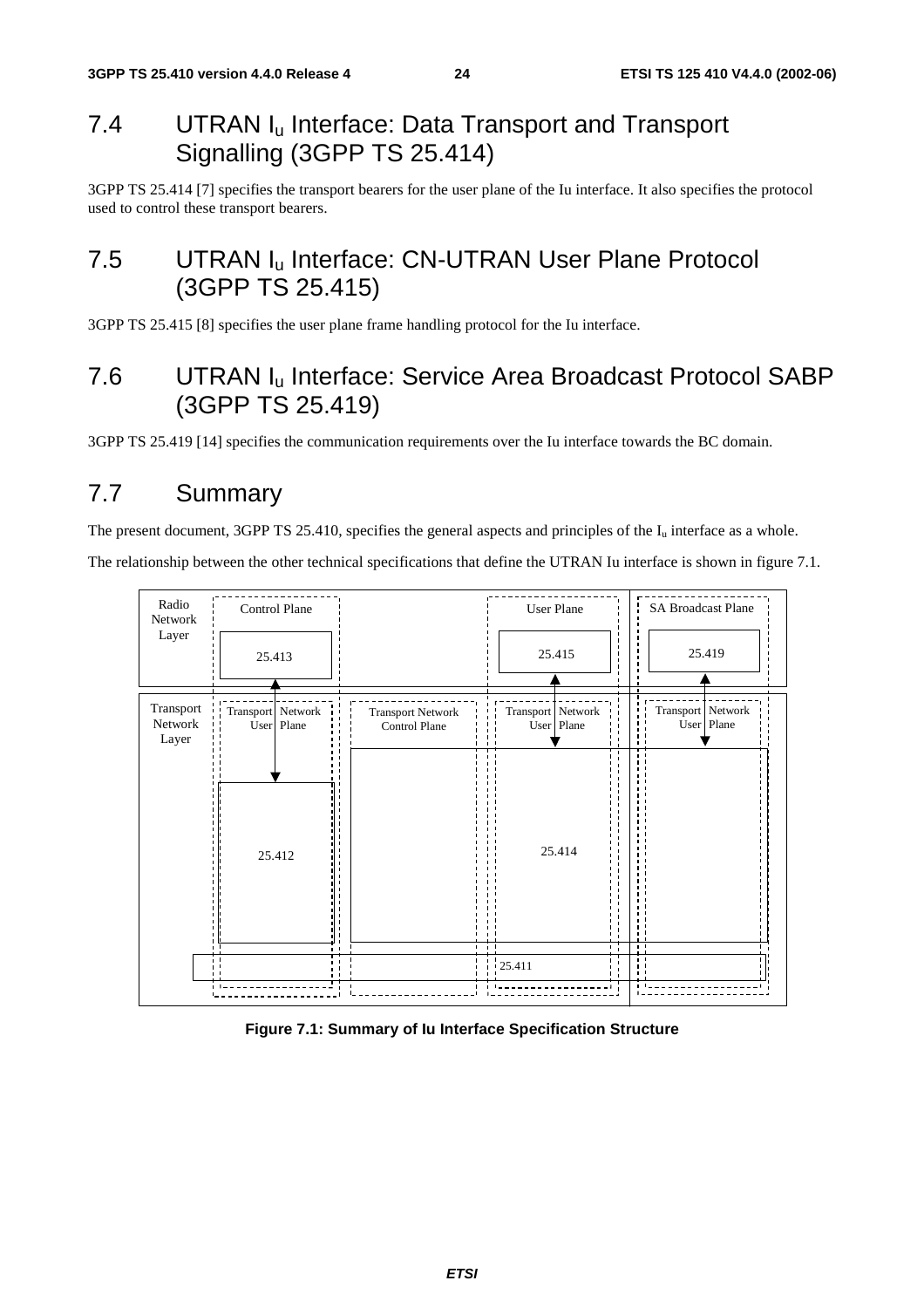## 7.4 UTRAN $I_u$ Interface: Data Transport and Transport Signalling (3GPP TS 25.414)

3GPP TS 25.414 [7] specifies the transport bearers for the user plane of the Iu interface. It also specifies the protocol used to control these transport bearers.

## 7.5 UTRAN $I_u$ Interface: CN-UTRAN User Plane Protocol (3GPP TS 25.415)

3GPP TS 25.415 [8] specifies the user plane frame handling protocol for the Iu interface.

## 7.6 UTRAN $I_u$ Interface: Service Area Broadcast Protocol SABP (3GPP TS 25.419)

3GPP TS 25.419 [14] specifies the communication requirements over the Iu interface towards the BC domain.

## 7.7 Summary

The present document, 3GPP TS 25.410, specifies the general aspects and principles of the $I_u$ interface as a whole.

The relationship between the other technical specifications that define the UTRAN Iu interface is shown in figure 7.1.

**Figure 7.1: Summary of Iu Interface Specification Structure**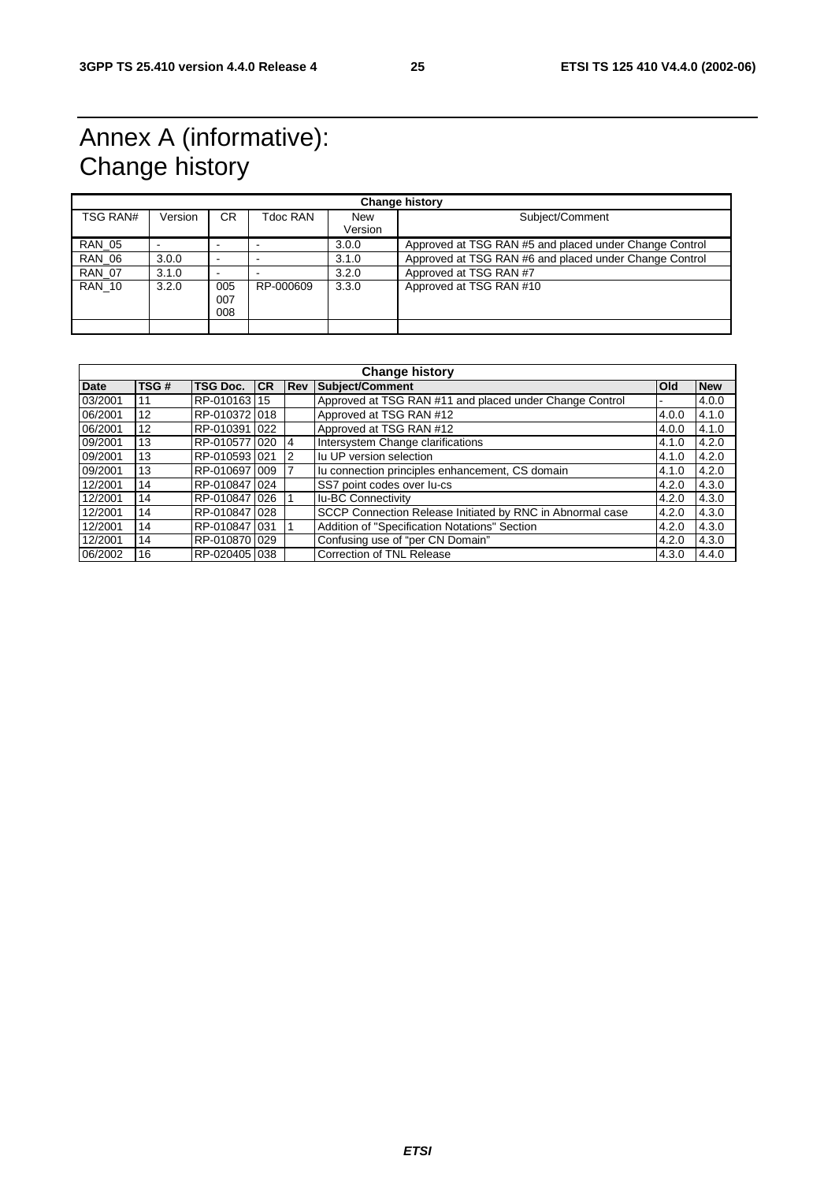# Annex A (informative): Change history

| Change history | | | | | |
|---|---|---|---|---|---|
| TSG RAN# | Version | CR | Tdoc RAN | New Version | Subject/Comment |
| RAN_05 | - | - | - | 3.0.0 | Approved at TSG RAN #5 and placed under Change Control |
| RAN_06 | 3.0.0 | - | - | 3.1.0 | Approved at TSG RAN #6 and placed under Change Control |
| RAN_07 | 3.1.0 | - | - | 3.2.0 | Approved at TSG RAN #7 |
| RAN_10 | 3.2.0 | 005<br>007<br>008 | RP-000609 | 3.3.0 | Approved at TSG RAN #10 |
| | | | | | |

| Change history | | | | | | | |
|---|---|---|---|---|---|---|---|
| **Date** | **TSG #** | **TSG Doc.** | **CR** | **Rev** | **Subject/Comment** | **Old** | **New** |
| 03/2001 | 11 | RP-010163 | 15 | | Approved at TSG RAN #11 and placed under Change Control | - | 4.0.0 |
| 06/2001 | 12 | RP-010372 | 018 | | Approved at TSG RAN #12 | 4.0.0 | 4.1.0 |
| 06/2001 | 12 | RP-010391 | 022 | | Approved at TSG RAN #12 | 4.0.0 | 4.1.0 |
| 09/2001 | 13 | RP-010577 | 020 | 4 | Intersystem Change clarifications | 4.1.0 | 4.2.0 |
| 09/2001 | 13 | RP-010593 | 021 | 2 | Iu UP version selection | 4.1.0 | 4.2.0 |
| 09/2001 | 13 | RP-010697 | 009 | 7 | Iu connection principles enhancement, CS domain | 4.1.0 | 4.2.0 |
| 12/2001 | 14 | RP-010847 | 024 | | SS7 point codes over Iu-cs | 4.2.0 | 4.3.0 |
| 12/2001 | 14 | RP-010847 | 026 | 1 | Iu-BC Connectivity | 4.2.0 | 4.3.0 |
| 12/2001 | 14 | RP-010847 | 028 | | SCCP Connection Release Initiated by RNC in Abnormal case | 4.2.0 | 4.3.0 |
| 12/2001 | 14 | RP-010847 | 031 | 1 | Addition of "Specification Notations" Section | 4.2.0 | 4.3.0 |
| 12/2001 | 14 | RP-010870 | 029 | | Confusing use of "per CN Domain" | 4.2.0 | 4.3.0 |
| 06/2002 | 16 | RP-020405 | 038 | | Correction of TNL Release | 4.3.0 | 4.4.0 |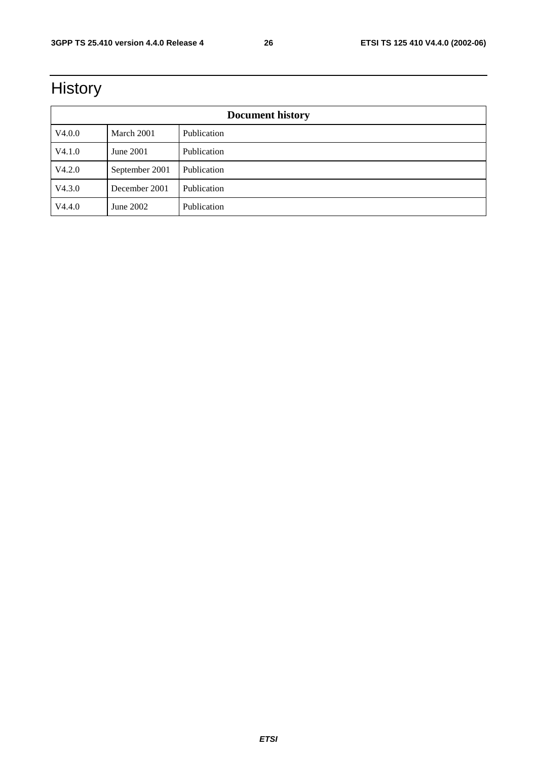# History

| Document history | | |
|---|---|---|
| V4.0.0 | March 2001 | Publication |
| V4.1.0 | June 2001 | Publication |
| V4.2.0 | September 2001 | Publication |
| V4.3.0 | December 2001 | Publication |
| V4.4.0 | June 2002 | Publication |